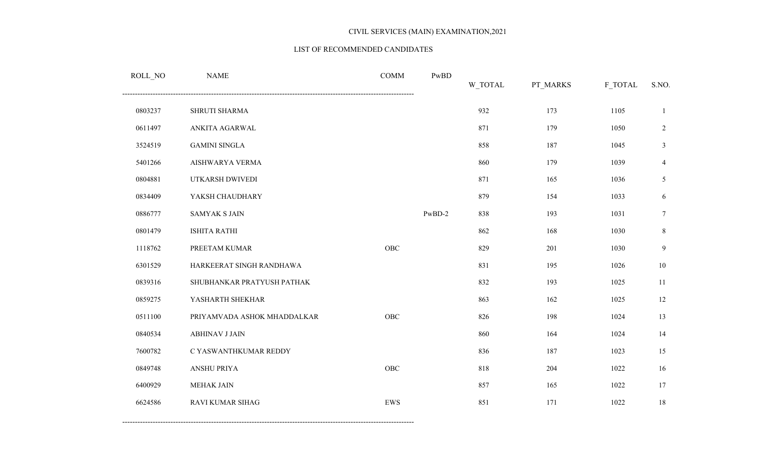CIVIL SERVICES (MAIN) EXAMINATION,2021

LIST OF RECOMMENDED CANDIDATES

| ROLL_NO | NAME | COMM | PwBD | W_TOTAL | PT_MARKS | F_TOTAL | S.NO. |
|---|---|---|---|---|---|---|---|
| 0803237 | SHRUTI SHARMA | | | 932 | 173 | 1105 | 1 |
| 0611497 | ANKITA AGARWAL | | | 871 | 179 | 1050 | 2 |
| 3524519 | GAMINI SINGLA | | | 858 | 187 | 1045 | 3 |
| 5401266 | AISHWARYA VERMA | | | 860 | 179 | 1039 | 4 |
| 0804881 | UTKARSH DWIVEDI | | | 871 | 165 | 1036 | 5 |
| 0834409 | YAKSH CHAUDHARY | | | 879 | 154 | 1033 | 6 |
| 0886777 | SAMYAK S JAIN | | PwBD-2 | 838 | 193 | 1031 | 7 |
| 0801479 | ISHITA RATHI | | | 862 | 168 | 1030 | 8 |
| 1118762 | PREETAM KUMAR | OBC | | 829 | 201 | 1030 | 9 |
| 6301529 | HARKEERAT SINGH RANDHAWA | | | 831 | 195 | 1026 | 10 |
| 0839316 | SHUBHANKAR PRATYUSH PATHAK | | | 832 | 193 | 1025 | 11 |
| 0859275 | YASHARTH SHEKHAR | | | 863 | 162 | 1025 | 12 |
| 0511100 | PRIYAMVADA ASHOK MHADDALKAR | OBC | | 826 | 198 | 1024 | 13 |
| 0840534 | ABHINAV J JAIN | | | 860 | 164 | 1024 | 14 |
| 7600782 | C YASWANTHKUMAR REDDY | | | 836 | 187 | 1023 | 15 |
| 0849748 | ANSHU PRIYA | OBC | | 818 | 204 | 1022 | 16 |
| 6400929 | MEHAK JAIN | | | 857 | 165 | 1022 | 17 |
| 6624586 | RAVI KUMAR SIHAG | EWS | | 851 | 171 | 1022 | 18 |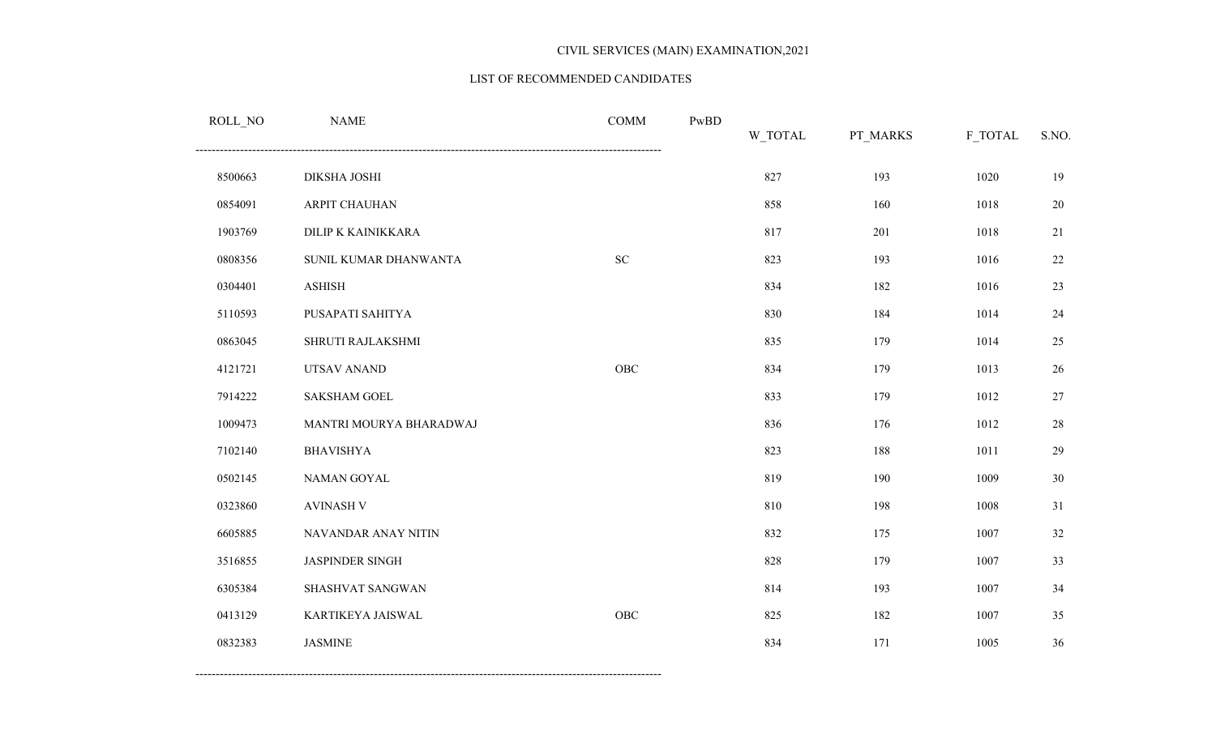CIVIL SERVICES (MAIN) EXAMINATION,2021

LIST OF RECOMMENDED CANDIDATES

| ROLL_NO | NAME | COMM | PwBD | W_TOTAL | PT_MARKS | F_TOTAL | S.NO. |
|---|---|---|---|---|---|---|---|
| 8500663 | DIKSHA JOSHI | | | 827 | 193 | 1020 | 19 |
| 0854091 | ARPIT CHAUHAN | | | 858 | 160 | 1018 | 20 |
| 1903769 | DILIP K KAINIKKARA | | | 817 | 201 | 1018 | 21 |
| 0808356 | SUNIL KUMAR DHANWANTA | SC | | 823 | 193 | 1016 | 22 |
| 0304401 | ASHISH | | | 834 | 182 | 1016 | 23 |
| 5110593 | PUSAPATI SAHITYA | | | 830 | 184 | 1014 | 24 |
| 0863045 | SHRUTI RAJLAKSHMI | | | 835 | 179 | 1014 | 25 |
| 4121721 | UTSAV ANAND | OBC | | 834 | 179 | 1013 | 26 |
| 7914222 | SAKSHAM GOEL | | | 833 | 179 | 1012 | 27 |
| 1009473 | MANTRI MOURYA BHARADWAJ | | | 836 | 176 | 1012 | 28 |
| 7102140 | BHAVISHYA | | | 823 | 188 | 1011 | 29 |
| 0502145 | NAMAN GOYAL | | | 819 | 190 | 1009 | 30 |
| 0323860 | AVINASH V | | | 810 | 198 | 1008 | 31 |
| 6605885 | NAVANDAR ANAY NITIN | | | 832 | 175 | 1007 | 32 |
| 3516855 | JASPINDER SINGH | | | 828 | 179 | 1007 | 33 |
| 6305384 | SHASHVAT SANGWAN | | | 814 | 193 | 1007 | 34 |
| 0413129 | KARTIKEYA JAISWAL | OBC | | 825 | 182 | 1007 | 35 |
| 0832383 | JASMINE | | | 834 | 171 | 1005 | 36 |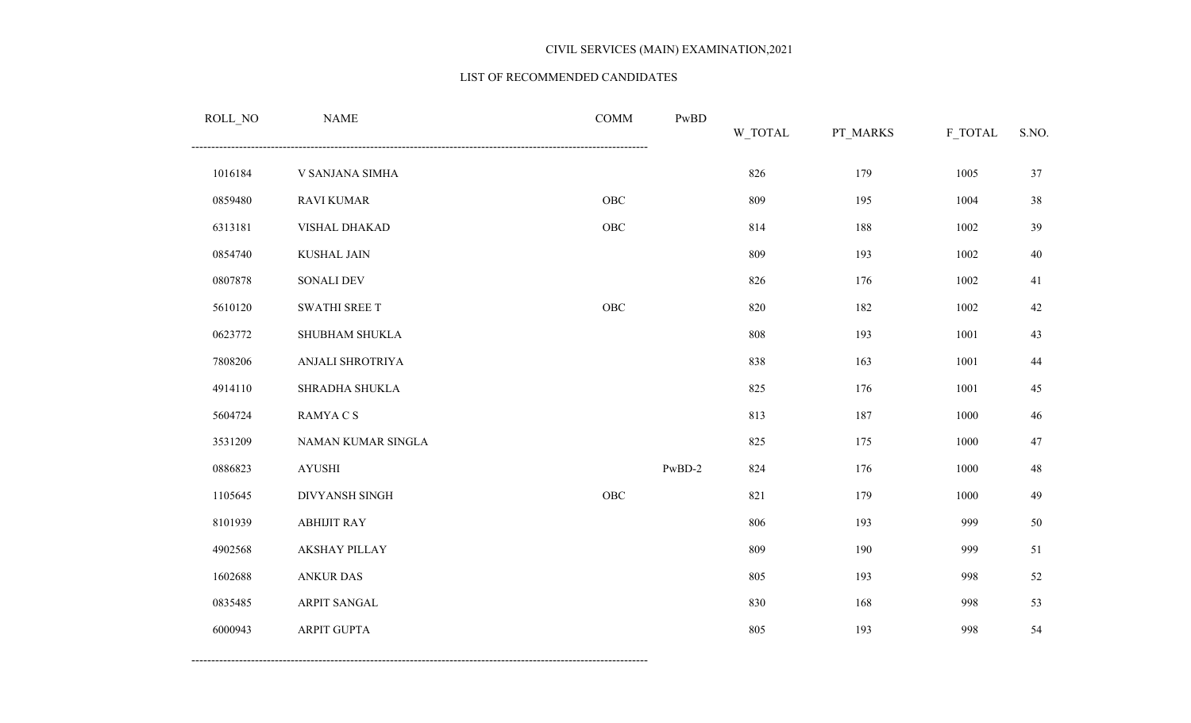CIVIL SERVICES (MAIN) EXAMINATION,2021

LIST OF RECOMMENDED CANDIDATES

| ROLL_NO | NAME | COMM | PwBD | W_TOTAL | PT_MARKS | F_TOTAL | S.NO. |
|---|---|---|---|---|---|---|---|
| 1016184 | V SANJANA SIMHA | | | 826 | 179 | 1005 | 37 |
| 0859480 | RAVI KUMAR | OBC | | 809 | 195 | 1004 | 38 |
| 6313181 | VISHAL DHAKAD | OBC | | 814 | 188 | 1002 | 39 |
| 0854740 | KUSHAL JAIN | | | 809 | 193 | 1002 | 40 |
| 0807878 | SONALI DEV | | | 826 | 176 | 1002 | 41 |
| 5610120 | SWATHI SREE T | OBC | | 820 | 182 | 1002 | 42 |
| 0623772 | SHUBHAM SHUKLA | | | 808 | 193 | 1001 | 43 |
| 7808206 | ANJALI SHROTRIYA | | | 838 | 163 | 1001 | 44 |
| 4914110 | SHRADHA SHUKLA | | | 825 | 176 | 1001 | 45 |
| 5604724 | RAMYA C S | | | 813 | 187 | 1000 | 46 |
| 3531209 | NAMAN KUMAR SINGLA | | | 825 | 175 | 1000 | 47 |
| 0886823 | AYUSHI | | PwBD-2 | 824 | 176 | 1000 | 48 |
| 1105645 | DIVYANSH SINGH | OBC | | 821 | 179 | 1000 | 49 |
| 8101939 | ABHIJIT RAY | | | 806 | 193 | 999 | 50 |
| 4902568 | AKSHAY PILLAY | | | 809 | 190 | 999 | 51 |
| 1602688 | ANKUR DAS | | | 805 | 193 | 998 | 52 |
| 0835485 | ARPIT SANGAL | | | 830 | 168 | 998 | 53 |
| 6000943 | ARPIT GUPTA | | | 805 | 193 | 998 | 54 |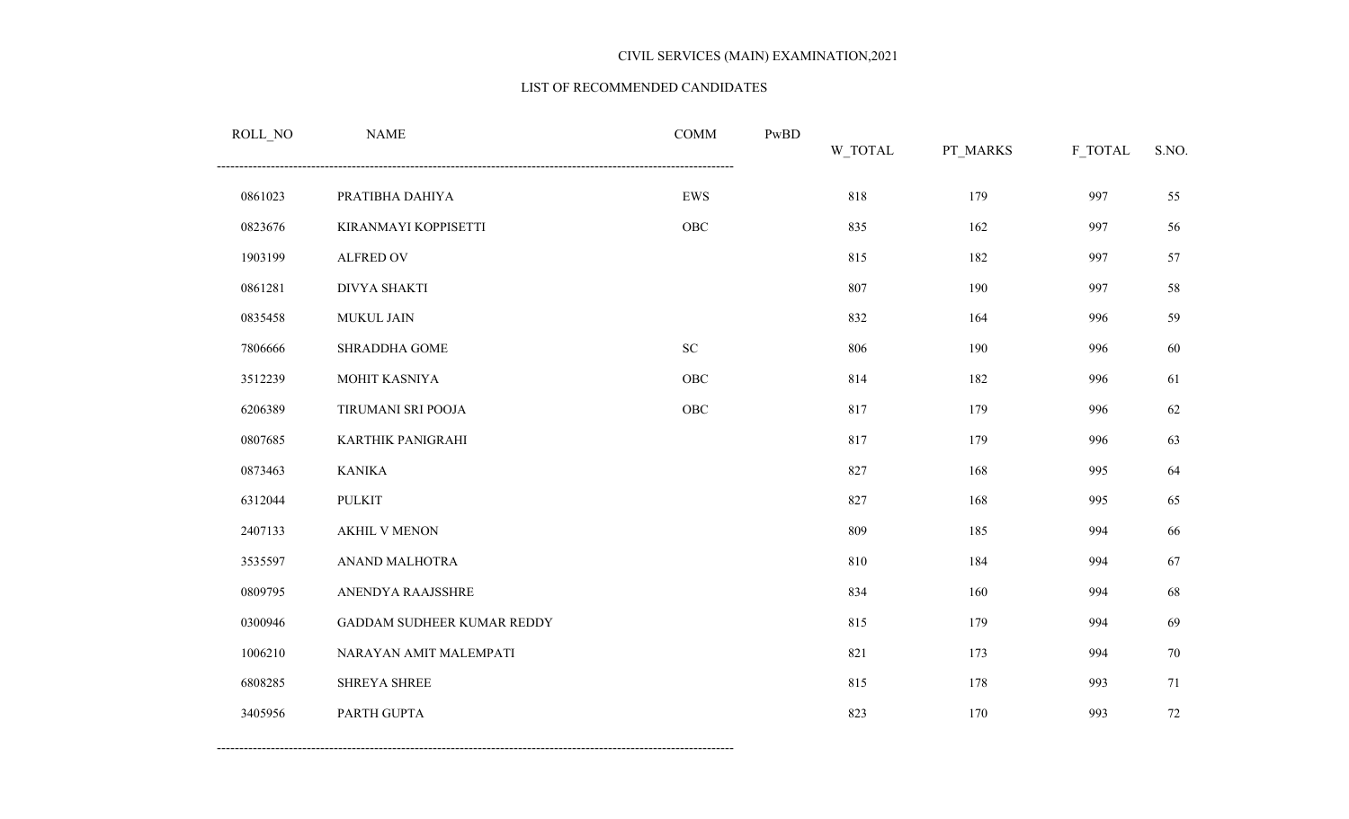CIVIL SERVICES (MAIN) EXAMINATION,2021

LIST OF RECOMMENDED CANDIDATES

| ROLL_NO | NAME | COMM | PwBD | W_TOTAL | PT_MARKS | F_TOTAL | S.NO. |
|---|---|---|---|---|---|---|---|
| 0861023 | PRATIBHA DAHIYA | EWS | | 818 | 179 | 997 | 55 |
| 0823676 | KIRANMAYI KOPPISETTI | OBC | | 835 | 162 | 997 | 56 |
| 1903199 | ALFRED OV | | | 815 | 182 | 997 | 57 |
| 0861281 | DIVYA SHAKTI | | | 807 | 190 | 997 | 58 |
| 0835458 | MUKUL JAIN | | | 832 | 164 | 996 | 59 |
| 7806666 | SHRADDHA GOME | SC | | 806 | 190 | 996 | 60 |
| 3512239 | MOHIT KASNIYA | OBC | | 814 | 182 | 996 | 61 |
| 6206389 | TIRUMANI SRI POOJA | OBC | | 817 | 179 | 996 | 62 |
| 0807685 | KARTHIK PANIGRAHI | | | 817 | 179 | 996 | 63 |
| 0873463 | KANIKA | | | 827 | 168 | 995 | 64 |
| 6312044 | PULKIT | | | 827 | 168 | 995 | 65 |
| 2407133 | AKHIL V MENON | | | 809 | 185 | 994 | 66 |
| 3535597 | ANAND MALHOTRA | | | 810 | 184 | 994 | 67 |
| 0809795 | ANENDYA RAAJSSHRE | | | 834 | 160 | 994 | 68 |
| 0300946 | GADDAM SUDHEER KUMAR REDDY | | | 815 | 179 | 994 | 69 |
| 1006210 | NARAYAN AMIT MALEMPATI | | | 821 | 173 | 994 | 70 |
| 6808285 | SHREYA SHREE | | | 815 | 178 | 993 | 71 |
| 3405956 | PARTH GUPTA | | | 823 | 170 | 993 | 72 |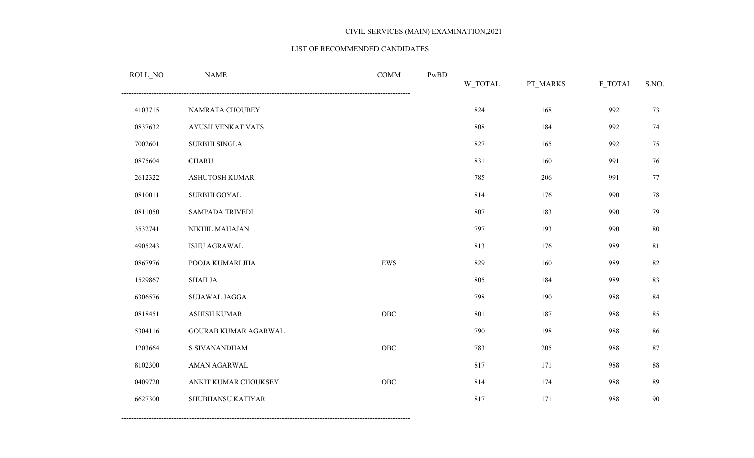CIVIL SERVICES (MAIN) EXAMINATION,2021

LIST OF RECOMMENDED CANDIDATES

| ROLL_NO | NAME | COMM | PwBD | W_TOTAL | PT_MARKS | F_TOTAL | S.NO. |
|---|---|---|---|---|---|---|---|
| 4103715 | NAMRATA CHOUBEY | | | 824 | 168 | 992 | 73 |
| 0837632 | AYUSH VENKAT VATS | | | 808 | 184 | 992 | 74 |
| 7002601 | SURBHI SINGLA | | | 827 | 165 | 992 | 75 |
| 0875604 | CHARU | | | 831 | 160 | 991 | 76 |
| 2612322 | ASHUTOSH KUMAR | | | 785 | 206 | 991 | 77 |
| 0810011 | SURBHI GOYAL | | | 814 | 176 | 990 | 78 |
| 0811050 | SAMPADA TRIVEDI | | | 807 | 183 | 990 | 79 |
| 3532741 | NIKHIL MAHAJAN | | | 797 | 193 | 990 | 80 |
| 4905243 | ISHU AGRAWAL | | | 813 | 176 | 989 | 81 |
| 0867976 | POOJA KUMARI JHA | EWS | | 829 | 160 | 989 | 82 |
| 1529867 | SHAILJA | | | 805 | 184 | 989 | 83 |
| 6306576 | SUJAWAL JAGGA | | | 798 | 190 | 988 | 84 |
| 0818451 | ASHISH KUMAR | OBC | | 801 | 187 | 988 | 85 |
| 5304116 | GOURAB KUMAR AGARWAL | | | 790 | 198 | 988 | 86 |
| 1203664 | S SIVANANDHAM | OBC | | 783 | 205 | 988 | 87 |
| 8102300 | AMAN AGARWAL | | | 817 | 171 | 988 | 88 |
| 0409720 | ANKIT KUMAR CHOUKSEY | OBC | | 814 | 174 | 988 | 89 |
| 6627300 | SHUBHANSU KATIYAR | | | 817 | 171 | 988 | 90 |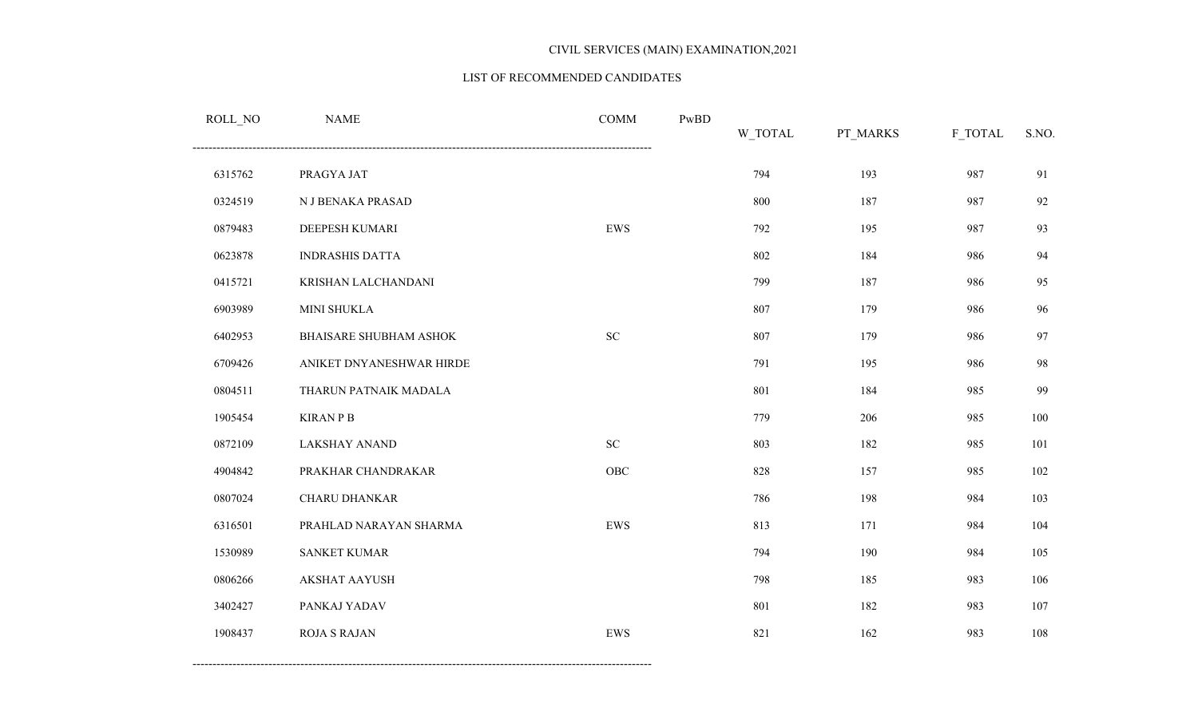CIVIL SERVICES (MAIN) EXAMINATION,2021

LIST OF RECOMMENDED CANDIDATES

| ROLL_NO | NAME | COMM | PwBD | W_TOTAL | PT_MARKS | F_TOTAL | S.NO. |
|---|---|---|---|---|---|---|---|
| 6315762 | PRAGYA JAT | | | 794 | 193 | 987 | 91 |
| 0324519 | N J BENAKA PRASAD | | | 800 | 187 | 987 | 92 |
| 0879483 | DEEPESH KUMARI | EWS | | 792 | 195 | 987 | 93 |
| 0623878 | INDRASHIS DATTA | | | 802 | 184 | 986 | 94 |
| 0415721 | KRISHAN LALCHANDANI | | | 799 | 187 | 986 | 95 |
| 6903989 | MINI SHUKLA | | | 807 | 179 | 986 | 96 |
| 6402953 | BHAISARE SHUBHAM ASHOK | SC | | 807 | 179 | 986 | 97 |
| 6709426 | ANIKET DNYANESHWAR HIRDE | | | 791 | 195 | 986 | 98 |
| 0804511 | THARUN PATNAIK MADALA | | | 801 | 184 | 985 | 99 |
| 1905454 | KIRAN P B | | | 779 | 206 | 985 | 100 |
| 0872109 | LAKSHAY ANAND | SC | | 803 | 182 | 985 | 101 |
| 4904842 | PRAKHAR CHANDRAKAR | OBC | | 828 | 157 | 985 | 102 |
| 0807024 | CHARU DHANKAR | | | 786 | 198 | 984 | 103 |
| 6316501 | PRAHLAD NARAYAN SHARMA | EWS | | 813 | 171 | 984 | 104 |
| 1530989 | SANKET KUMAR | | | 794 | 190 | 984 | 105 |
| 0806266 | AKSHAT AAYUSH | | | 798 | 185 | 983 | 106 |
| 3402427 | PANKAJ YADAV | | | 801 | 182 | 983 | 107 |
| 1908437 | ROJA S RAJAN | EWS | | 821 | 162 | 983 | 108 |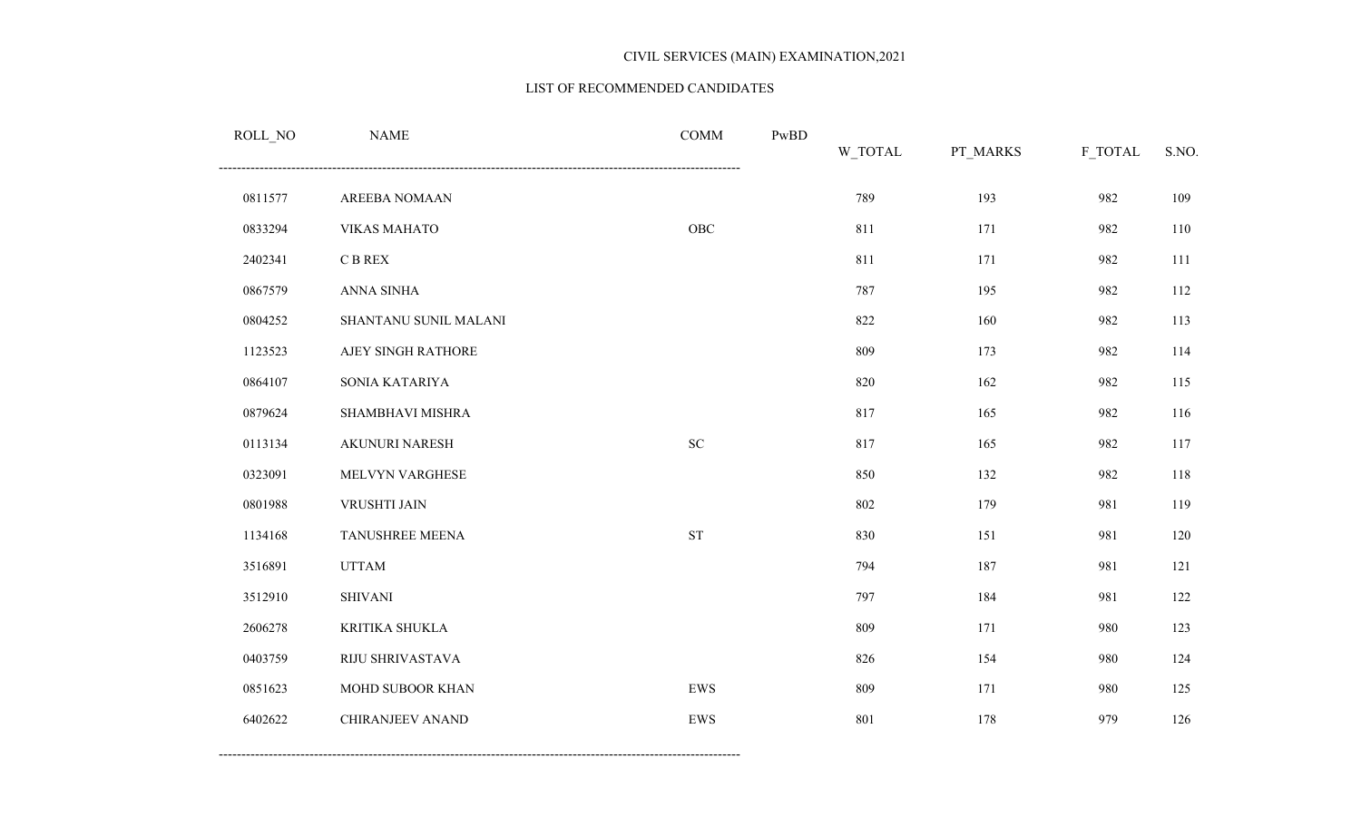CIVIL SERVICES (MAIN) EXAMINATION,2021

LIST OF RECOMMENDED CANDIDATES

| ROLL_NO | NAME | COMM | PwBD | W_TOTAL | PT_MARKS | F_TOTAL | S.NO. |
|---|---|---|---|---|---|---|---|
| 0811577 | AREEBA NOMAAN | | | 789 | 193 | 982 | 109 |
| 0833294 | VIKAS MAHATO | OBC | | 811 | 171 | 982 | 110 |
| 2402341 | C B REX | | | 811 | 171 | 982 | 111 |
| 0867579 | ANNA SINHA | | | 787 | 195 | 982 | 112 |
| 0804252 | SHANTANU SUNIL MALANI | | | 822 | 160 | 982 | 113 |
| 1123523 | AJEY SINGH RATHORE | | | 809 | 173 | 982 | 114 |
| 0864107 | SONIA KATARIYA | | | 820 | 162 | 982 | 115 |
| 0879624 | SHAMBHAVI MISHRA | | | 817 | 165 | 982 | 116 |
| 0113134 | AKUNURI NARESH | SC | | 817 | 165 | 982 | 117 |
| 0323091 | MELVYN VARGHESE | | | 850 | 132 | 982 | 118 |
| 0801988 | VRUSHTI JAIN | | | 802 | 179 | 981 | 119 |
| 1134168 | TANUSHREE MEENA | ST | | 830 | 151 | 981 | 120 |
| 3516891 | UTTAM | | | 794 | 187 | 981 | 121 |
| 3512910 | SHIVANI | | | 797 | 184 | 981 | 122 |
| 2606278 | KRITIKA SHUKLA | | | 809 | 171 | 980 | 123 |
| 0403759 | RIJU SHRIVASTAVA | | | 826 | 154 | 980 | 124 |
| 0851623 | MOHD SUBOOR KHAN | EWS | | 809 | 171 | 980 | 125 |
| 6402622 | CHIRANJEEV ANAND | EWS | | 801 | 178 | 979 | 126 |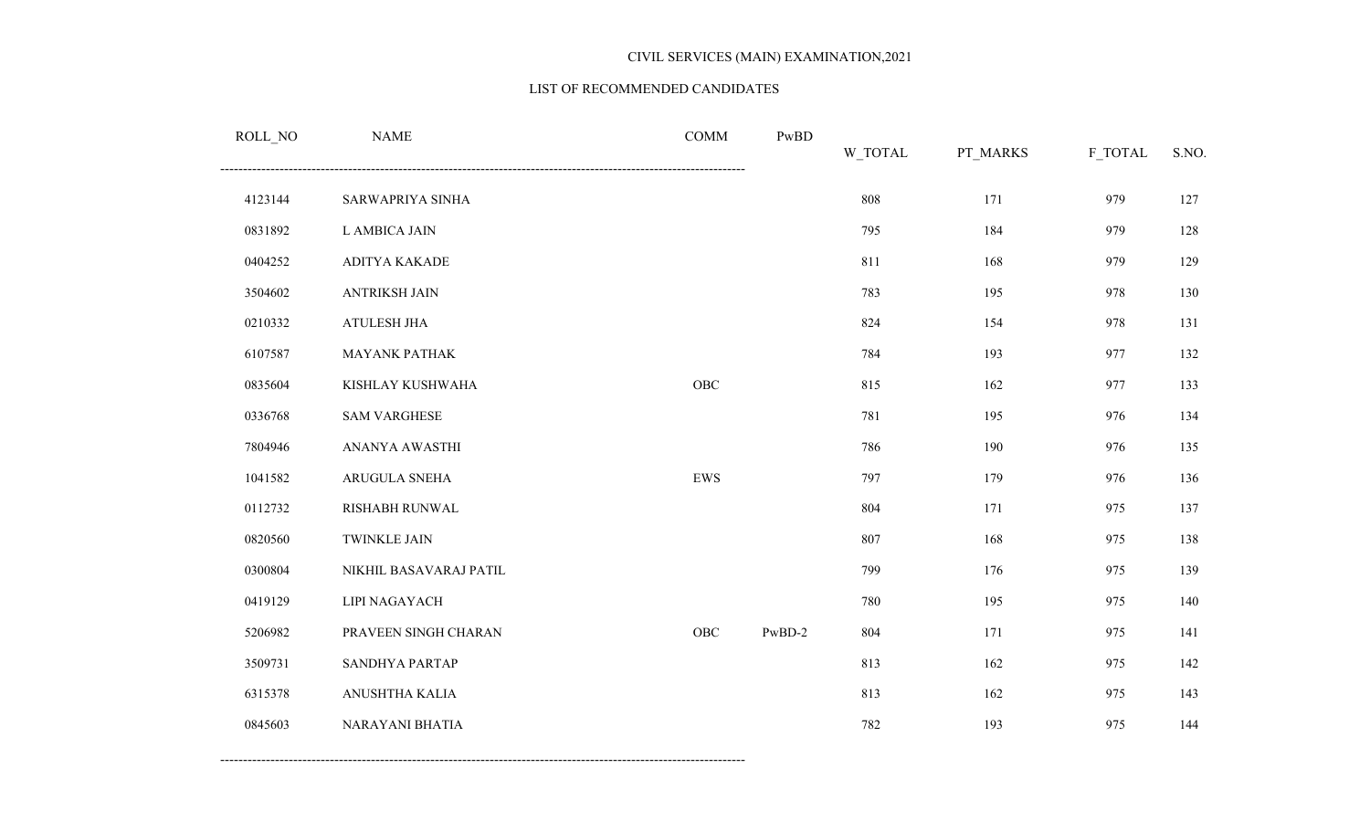CIVIL SERVICES (MAIN) EXAMINATION,2021

LIST OF RECOMMENDED CANDIDATES

| ROLL_NO | NAME | COMM | PwBD | W_TOTAL | PT_MARKS | F_TOTAL | S.NO. |
|---|---|---|---|---|---|---|---|
| 4123144 | SARWAPRIYA SINHA | | | 808 | 171 | 979 | 127 |
| 0831892 | L AMBICA JAIN | | | 795 | 184 | 979 | 128 |
| 0404252 | ADITYA KAKADE | | | 811 | 168 | 979 | 129 |
| 3504602 | ANTRIKSH JAIN | | | 783 | 195 | 978 | 130 |
| 0210332 | ATULESH JHA | | | 824 | 154 | 978 | 131 |
| 6107587 | MAYANK PATHAK | | | 784 | 193 | 977 | 132 |
| 0835604 | KISHLAY KUSHWAHA | OBC | | 815 | 162 | 977 | 133 |
| 0336768 | SAM VARGHESE | | | 781 | 195 | 976 | 134 |
| 7804946 | ANANYA AWASTHI | | | 786 | 190 | 976 | 135 |
| 1041582 | ARUGULA SNEHA | EWS | | 797 | 179 | 976 | 136 |
| 0112732 | RISHABH RUNWAL | | | 804 | 171 | 975 | 137 |
| 0820560 | TWINKLE JAIN | | | 807 | 168 | 975 | 138 |
| 0300804 | NIKHIL BASAVARAJ PATIL | | | 799 | 176 | 975 | 139 |
| 0419129 | LIPI NAGAYACH | | | 780 | 195 | 975 | 140 |
| 5206982 | PRAVEEN SINGH CHARAN | OBC | PwBD-2 | 804 | 171 | 975 | 141 |
| 3509731 | SANDHYA PARTAP | | | 813 | 162 | 975 | 142 |
| 6315378 | ANUSHTHA KALIA | | | 813 | 162 | 975 | 143 |
| 0845603 | NARAYANI BHATIA | | | 782 | 193 | 975 | 144 |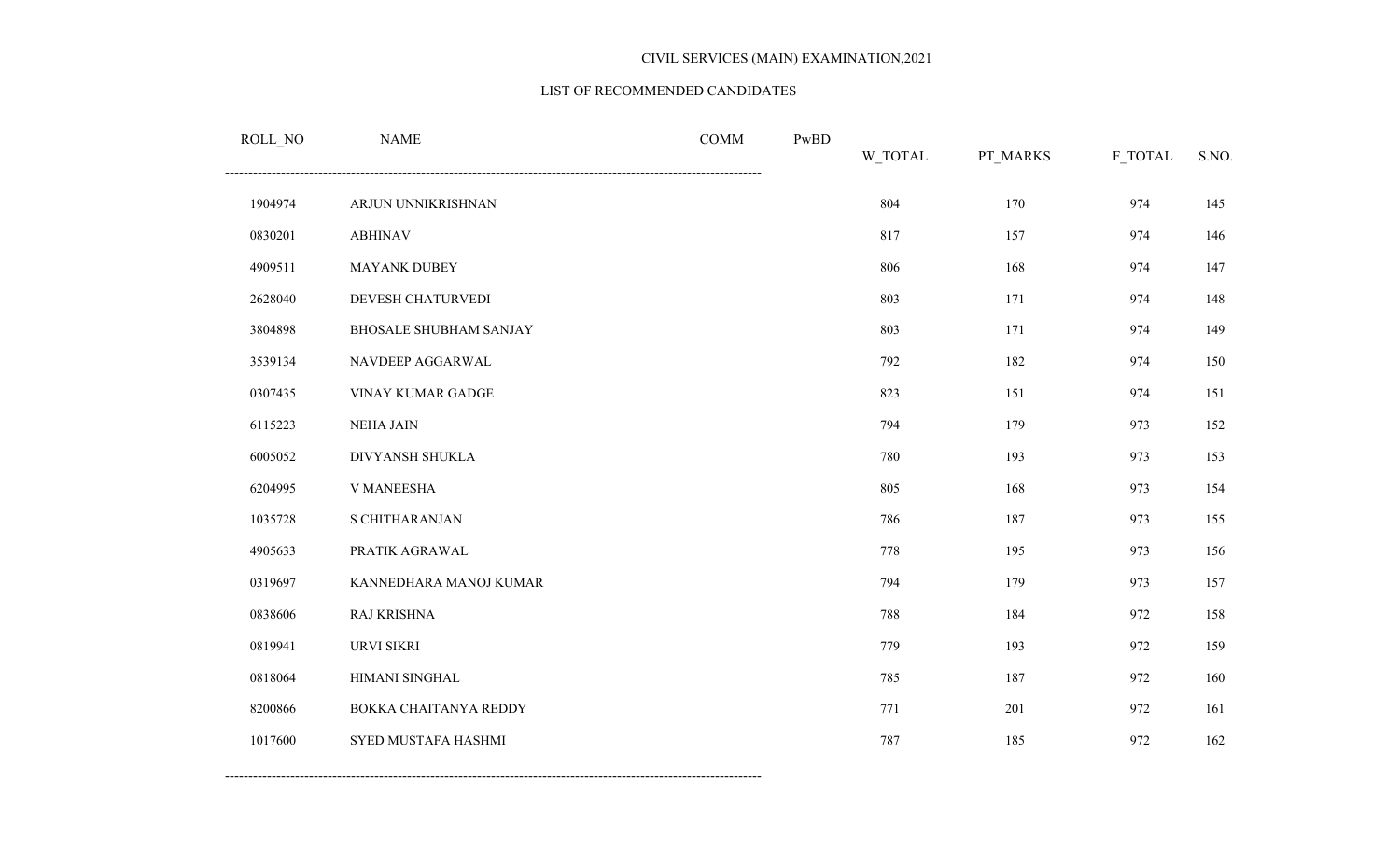CIVIL SERVICES (MAIN) EXAMINATION,2021

LIST OF RECOMMENDED CANDIDATES

| ROLL_NO | NAME | COMM | PwBD | W_TOTAL | PT_MARKS | F_TOTAL | S.NO. |
|---|---|---|---|---|---|---|---|
| 1904974 | ARJUN UNNIKRISHNAN | | | 804 | 170 | 974 | 145 |
| 0830201 | ABHINAV | | | 817 | 157 | 974 | 146 |
| 4909511 | MAYANK DUBEY | | | 806 | 168 | 974 | 147 |
| 2628040 | DEVESH CHATURVEDI | | | 803 | 171 | 974 | 148 |
| 3804898 | BHOSALE SHUBHAM SANJAY | | | 803 | 171 | 974 | 149 |
| 3539134 | NAVDEEP AGGARWAL | | | 792 | 182 | 974 | 150 |
| 0307435 | VINAY KUMAR GADGE | | | 823 | 151 | 974 | 151 |
| 6115223 | NEHA JAIN | | | 794 | 179 | 973 | 152 |
| 6005052 | DIVYANSH SHUKLA | | | 780 | 193 | 973 | 153 |
| 6204995 | V MANEESHA | | | 805 | 168 | 973 | 154 |
| 1035728 | S CHITHARANJAN | | | 786 | 187 | 973 | 155 |
| 4905633 | PRATIK AGRAWAL | | | 778 | 195 | 973 | 156 |
| 0319697 | KANNEDHARA MANOJ KUMAR | | | 794 | 179 | 973 | 157 |
| 0838606 | RAJ KRISHNA | | | 788 | 184 | 972 | 158 |
| 0819941 | URVI SIKRI | | | 779 | 193 | 972 | 159 |
| 0818064 | HIMANI SINGHAL | | | 785 | 187 | 972 | 160 |
| 8200866 | BOKKA CHAITANYA REDDY | | | 771 | 201 | 972 | 161 |
| 1017600 | SYED MUSTAFA HASHMI | | | 787 | 185 | 972 | 162 |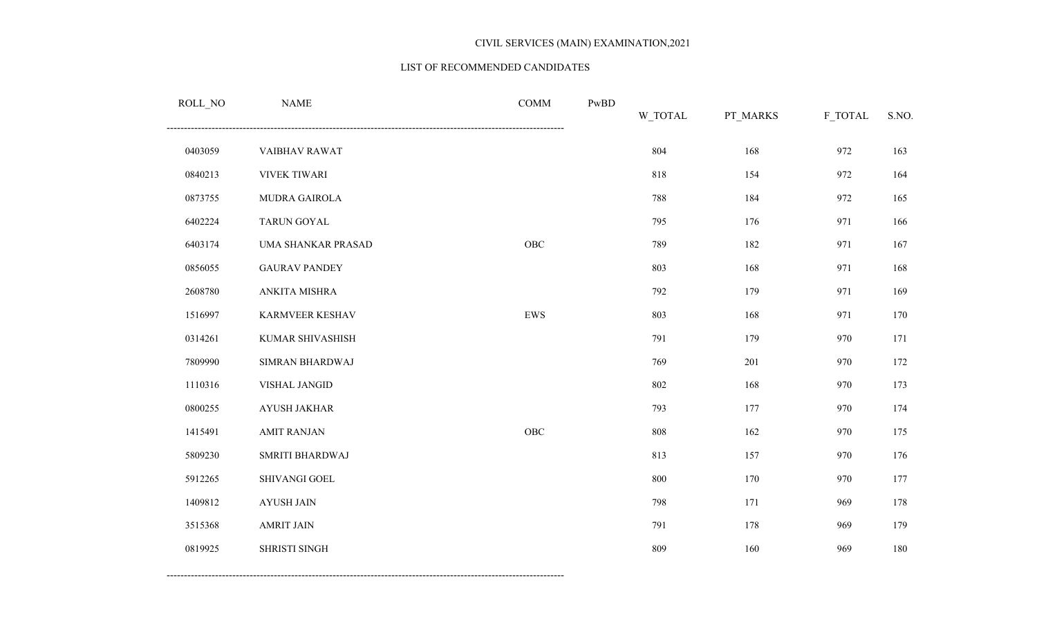CIVIL SERVICES (MAIN) EXAMINATION,2021

LIST OF RECOMMENDED CANDIDATES

| ROLL_NO | NAME | COMM | PwBD | W_TOTAL | PT_MARKS | F_TOTAL | S.NO. |
|---|---|---|---|---|---|---|---|
| 0403059 | VAIBHAV RAWAT | | | 804 | 168 | 972 | 163 |
| 0840213 | VIVEK TIWARI | | | 818 | 154 | 972 | 164 |
| 0873755 | MUDRA GAIROLA | | | 788 | 184 | 972 | 165 |
| 6402224 | TARUN GOYAL | | | 795 | 176 | 971 | 166 |
| 6403174 | UMA SHANKAR PRASAD | OBC | | 789 | 182 | 971 | 167 |
| 0856055 | GAURAV PANDEY | | | 803 | 168 | 971 | 168 |
| 2608780 | ANKITA MISHRA | | | 792 | 179 | 971 | 169 |
| 1516997 | KARMVEER KESHAV | EWS | | 803 | 168 | 971 | 170 |
| 0314261 | KUMAR SHIVASHISH | | | 791 | 179 | 970 | 171 |
| 7809990 | SIMRAN BHARDWAJ | | | 769 | 201 | 970 | 172 |
| 1110316 | VISHAL JANGID | | | 802 | 168 | 970 | 173 |
| 0800255 | AYUSH JAKHAR | | | 793 | 177 | 970 | 174 |
| 1415491 | AMIT RANJAN | OBC | | 808 | 162 | 970 | 175 |
| 5809230 | SMRITI BHARDWAJ | | | 813 | 157 | 970 | 176 |
| 5912265 | SHIVANGI GOEL | | | 800 | 170 | 970 | 177 |
| 1409812 | AYUSH JAIN | | | 798 | 171 | 969 | 178 |
| 3515368 | AMRIT JAIN | | | 791 | 178 | 969 | 179 |
| 0819925 | SHRISTI SINGH | | | 809 | 160 | 969 | 180 |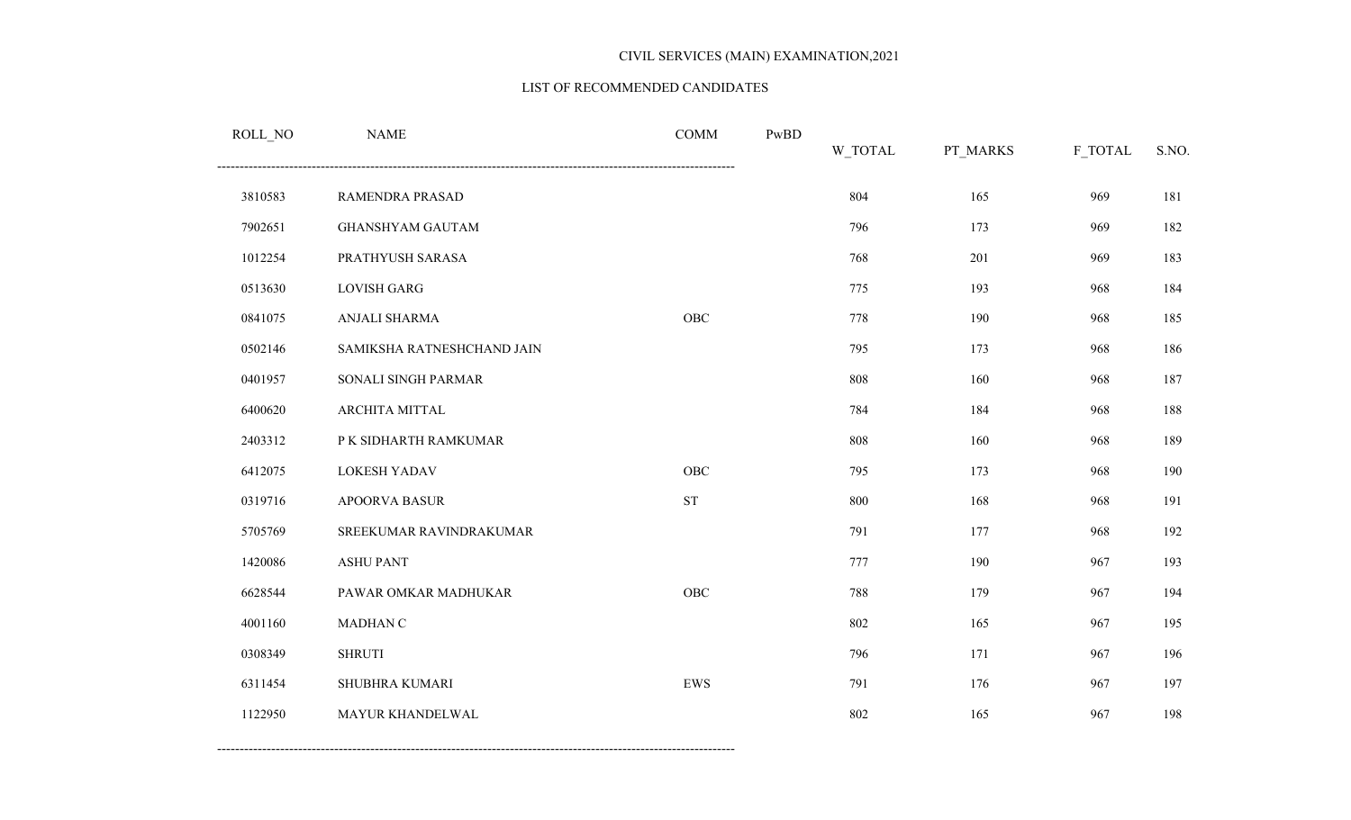CIVIL SERVICES (MAIN) EXAMINATION,2021

LIST OF RECOMMENDED CANDIDATES

| ROLL_NO | NAME | COMM | PwBD | W_TOTAL | PT_MARKS | F_TOTAL | S.NO. |
|---|---|---|---|---|---|---|---|
| 3810583 | RAMENDRA PRASAD | | | 804 | 165 | 969 | 181 |
| 7902651 | GHANSHYAM GAUTAM | | | 796 | 173 | 969 | 182 |
| 1012254 | PRATHYUSH SARASA | | | 768 | 201 | 969 | 183 |
| 0513630 | LOVISH GARG | | | 775 | 193 | 968 | 184 |
| 0841075 | ANJALI SHARMA | OBC | | 778 | 190 | 968 | 185 |
| 0502146 | SAMIKSHA RATNESHCHAND JAIN | | | 795 | 173 | 968 | 186 |
| 0401957 | SONALI SINGH PARMAR | | | 808 | 160 | 968 | 187 |
| 6400620 | ARCHITA MITTAL | | | 784 | 184 | 968 | 188 |
| 2403312 | P K SIDHARTH RAMKUMAR | | | 808 | 160 | 968 | 189 |
| 6412075 | LOKESH YADAV | OBC | | 795 | 173 | 968 | 190 |
| 0319716 | APOORVA BASUR | ST | | 800 | 168 | 968 | 191 |
| 5705769 | SREEKUMAR RAVINDRAKUMAR | | | 791 | 177 | 968 | 192 |
| 1420086 | ASHU PANT | | | 777 | 190 | 967 | 193 |
| 6628544 | PAWAR OMKAR MADHUKAR | OBC | | 788 | 179 | 967 | 194 |
| 4001160 | MADHAN C | | | 802 | 165 | 967 | 195 |
| 0308349 | SHRUTI | | | 796 | 171 | 967 | 196 |
| 6311454 | SHUBHRA KUMARI | EWS | | 791 | 176 | 967 | 197 |
| 1122950 | MAYUR KHANDELWAL | | | 802 | 165 | 967 | 198 |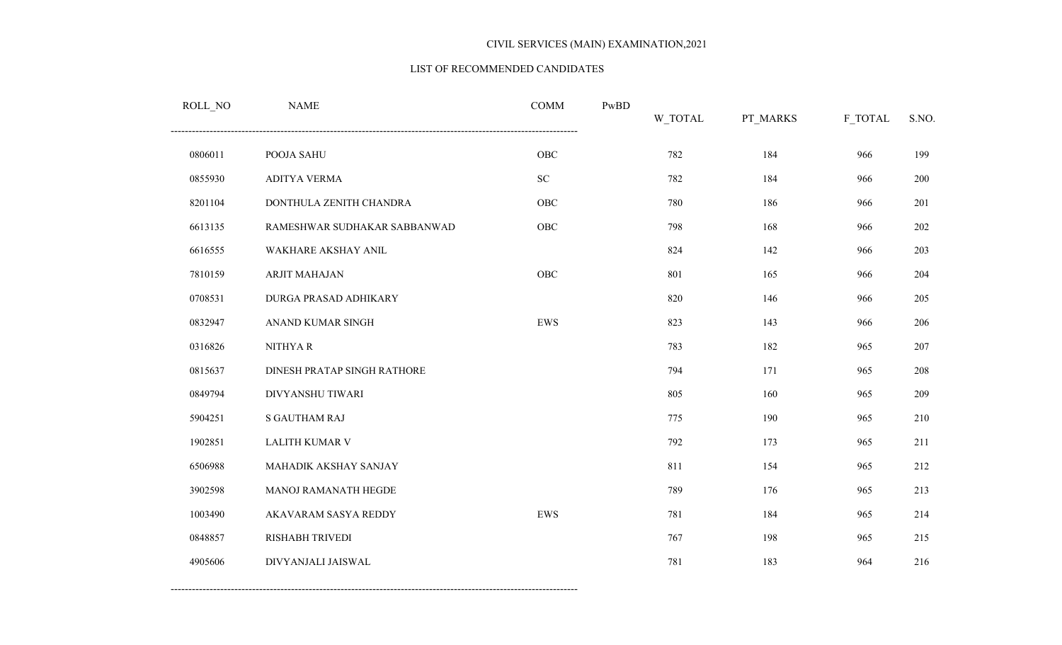CIVIL SERVICES (MAIN) EXAMINATION,2021

LIST OF RECOMMENDED CANDIDATES

| ROLL_NO | NAME | COMM | PwBD | W_TOTAL | PT_MARKS | F_TOTAL | S.NO. |
|---|---|---|---|---|---|---|---|
| 0806011 | POOJA SAHU | OBC | | 782 | 184 | 966 | 199 |
| 0855930 | ADITYA VERMA | SC | | 782 | 184 | 966 | 200 |
| 8201104 | DONTHULA ZENITH CHANDRA | OBC | | 780 | 186 | 966 | 201 |
| 6613135 | RAMESHWAR SUDHAKAR SABBANWAD | OBC | | 798 | 168 | 966 | 202 |
| 6616555 | WAKHARE AKSHAY ANIL | | | 824 | 142 | 966 | 203 |
| 7810159 | ARJIT MAHAJAN | OBC | | 801 | 165 | 966 | 204 |
| 0708531 | DURGA PRASAD ADHIKARY | | | 820 | 146 | 966 | 205 |
| 0832947 | ANAND KUMAR SINGH | EWS | | 823 | 143 | 966 | 206 |
| 0316826 | NITHYA R | | | 783 | 182 | 965 | 207 |
| 0815637 | DINESH PRATAP SINGH RATHORE | | | 794 | 171 | 965 | 208 |
| 0849794 | DIVYANSHU TIWARI | | | 805 | 160 | 965 | 209 |
| 5904251 | S GAUTHAM RAJ | | | 775 | 190 | 965 | 210 |
| 1902851 | LALITH KUMAR V | | | 792 | 173 | 965 | 211 |
| 6506988 | MAHADIK AKSHAY SANJAY | | | 811 | 154 | 965 | 212 |
| 3902598 | MANOJ RAMANATH HEGDE | | | 789 | 176 | 965 | 213 |
| 1003490 | AKAVARAM SASYA REDDY | EWS | | 781 | 184 | 965 | 214 |
| 0848857 | RISHABH TRIVEDI | | | 767 | 198 | 965 | 215 |
| 4905606 | DIVYANJALI JAISWAL | | | 781 | 183 | 964 | 216 |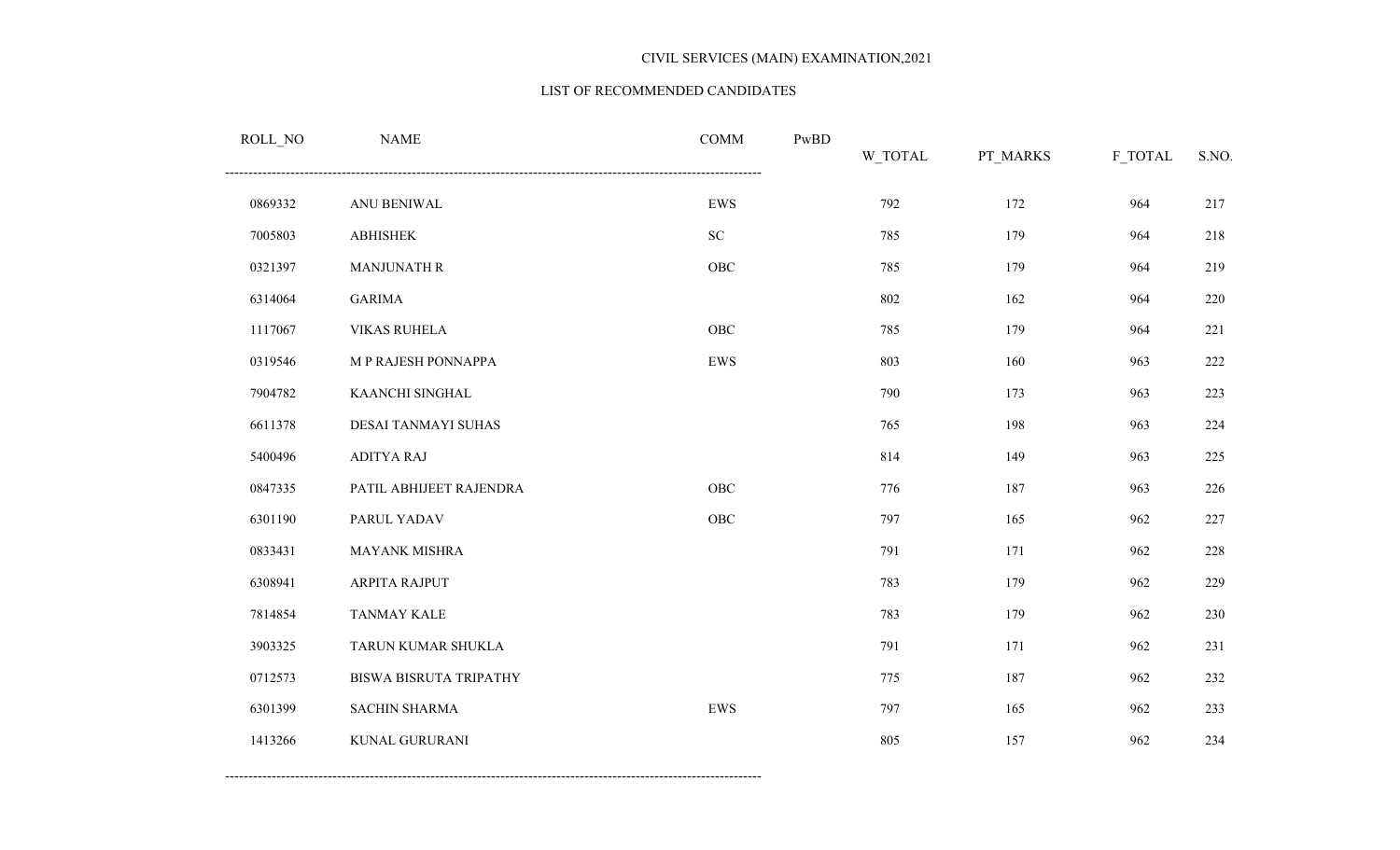CIVIL SERVICES (MAIN) EXAMINATION,2021

LIST OF RECOMMENDED CANDIDATES

| ROLL_NO | NAME | COMM | PwBD | W_TOTAL | PT_MARKS | F_TOTAL | S.NO. |
|---|---|---|---|---|---|---|---|
| 0869332 | ANU BENIWAL | EWS | | 792 | 172 | 964 | 217 |
| 7005803 | ABHISHEK | SC | | 785 | 179 | 964 | 218 |
| 0321397 | MANJUNATH R | OBC | | 785 | 179 | 964 | 219 |
| 6314064 | GARIMA | | | 802 | 162 | 964 | 220 |
| 1117067 | VIKAS RUHELA | OBC | | 785 | 179 | 964 | 221 |
| 0319546 | M P RAJESH PONNAPPA | EWS | | 803 | 160 | 963 | 222 |
| 7904782 | KAANCHI SINGHAL | | | 790 | 173 | 963 | 223 |
| 6611378 | DESAI TANMAYI SUHAS | | | 765 | 198 | 963 | 224 |
| 5400496 | ADITYA RAJ | | | 814 | 149 | 963 | 225 |
| 0847335 | PATIL ABHIJEET RAJENDRA | OBC | | 776 | 187 | 963 | 226 |
| 6301190 | PARUL YADAV | OBC | | 797 | 165 | 962 | 227 |
| 0833431 | MAYANK MISHRA | | | 791 | 171 | 962 | 228 |
| 6308941 | ARPITA RAJPUT | | | 783 | 179 | 962 | 229 |
| 7814854 | TANMAY KALE | | | 783 | 179 | 962 | 230 |
| 3903325 | TARUN KUMAR SHUKLA | | | 791 | 171 | 962 | 231 |
| 0712573 | BISWA BISRUTA TRIPATHY | | | 775 | 187 | 962 | 232 |
| 6301399 | SACHIN SHARMA | EWS | | 797 | 165 | 962 | 233 |
| 1413266 | KUNAL GURURANI | | | 805 | 157 | 962 | 234 |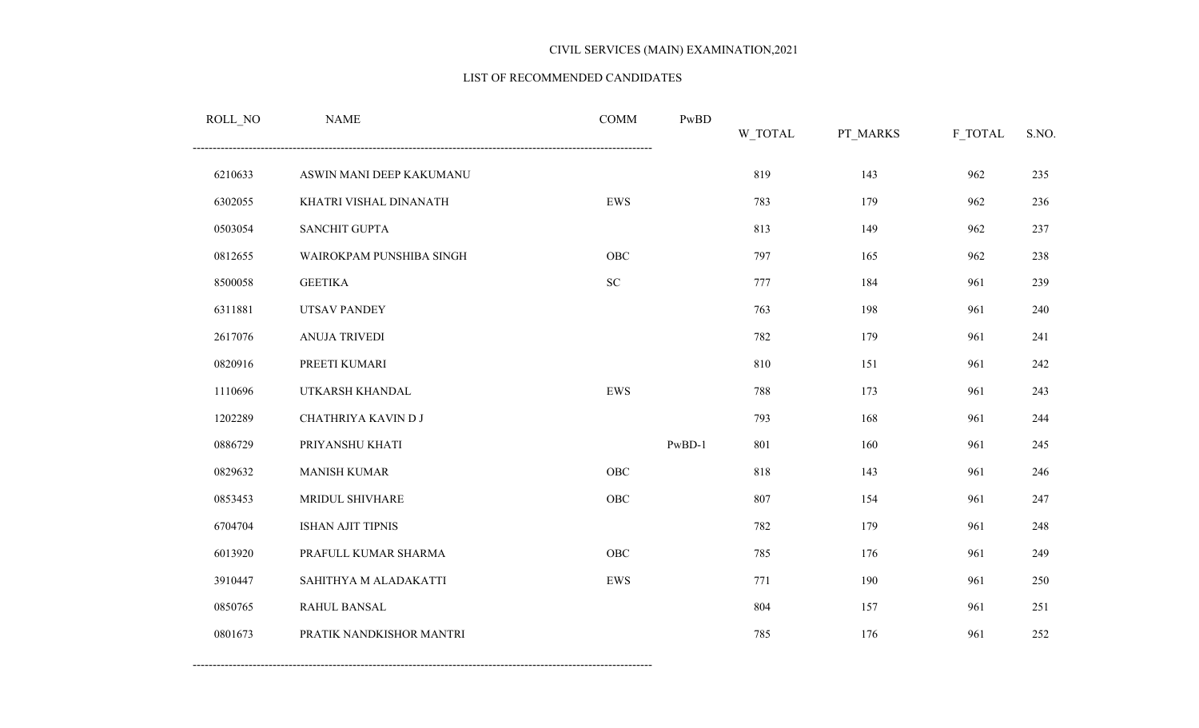CIVIL SERVICES (MAIN) EXAMINATION,2021

LIST OF RECOMMENDED CANDIDATES

| ROLL_NO | NAME | COMM | PwBD | W_TOTAL | PT_MARKS | F_TOTAL | S.NO. |
|---|---|---|---|---|---|---|---|
| 6210633 | ASWIN MANI DEEP KAKUMANU | | | 819 | 143 | 962 | 235 |
| 6302055 | KHATRI VISHAL DINANATH | EWS | | 783 | 179 | 962 | 236 |
| 0503054 | SANCHIT GUPTA | | | 813 | 149 | 962 | 237 |
| 0812655 | WAIROKPAM PUNSHIBA SINGH | OBC | | 797 | 165 | 962 | 238 |
| 8500058 | GEETIKA | SC | | 777 | 184 | 961 | 239 |
| 6311881 | UTSAV PANDEY | | | 763 | 198 | 961 | 240 |
| 2617076 | ANUJA TRIVEDI | | | 782 | 179 | 961 | 241 |
| 0820916 | PREETI KUMARI | | | 810 | 151 | 961 | 242 |
| 1110696 | UTKARSH KHANDAL | EWS | | 788 | 173 | 961 | 243 |
| 1202289 | CHATHRIYA KAVIN D J | | | 793 | 168 | 961 | 244 |
| 0886729 | PRIYANSHU KHATI | | PwBD-1 | 801 | 160 | 961 | 245 |
| 0829632 | MANISH KUMAR | OBC | | 818 | 143 | 961 | 246 |
| 0853453 | MRIDUL SHIVHARE | OBC | | 807 | 154 | 961 | 247 |
| 6704704 | ISHAN AJIT TIPNIS | | | 782 | 179 | 961 | 248 |
| 6013920 | PRAFULL KUMAR SHARMA | OBC | | 785 | 176 | 961 | 249 |
| 3910447 | SAHITHYA M ALADAKATTI | EWS | | 771 | 190 | 961 | 250 |
| 0850765 | RAHUL BANSAL | | | 804 | 157 | 961 | 251 |
| 0801673 | PRATIK NANDKISHOR MANTRI | | | 785 | 176 | 961 | 252 |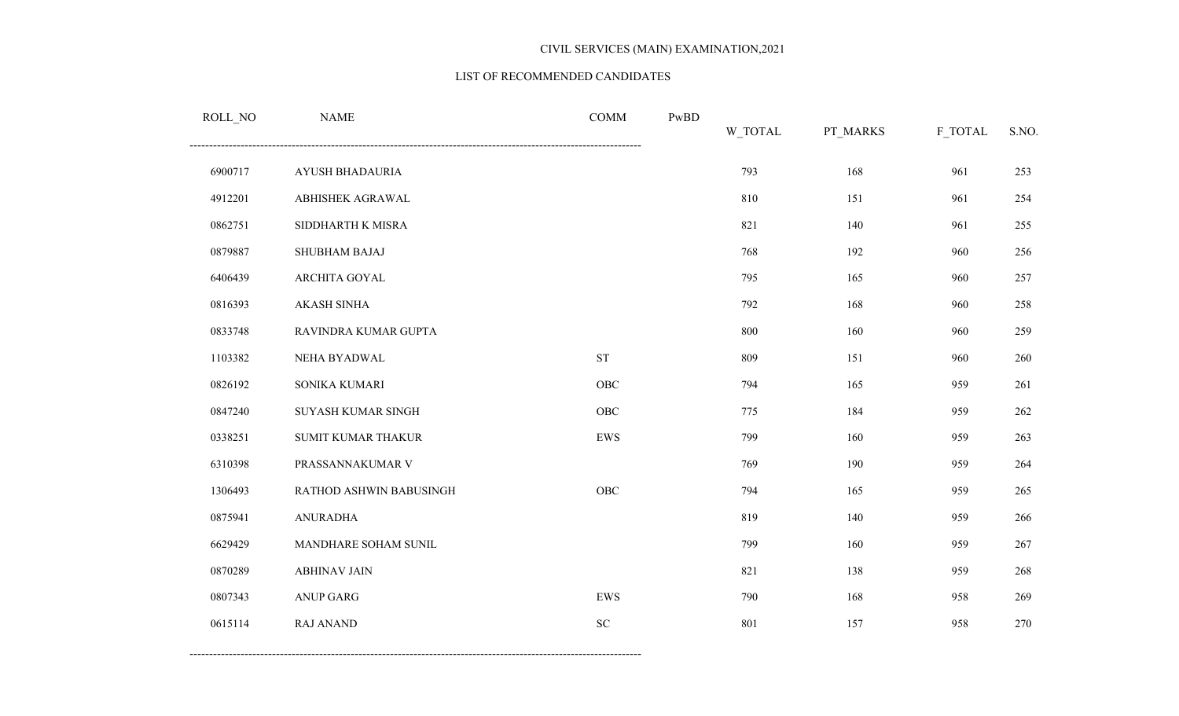CIVIL SERVICES (MAIN) EXAMINATION,2021

LIST OF RECOMMENDED CANDIDATES

| ROLL_NO | NAME | COMM | PwBD | W_TOTAL | PT_MARKS | F_TOTAL | S.NO. |
|---|---|---|---|---|---|---|---|
| 6900717 | AYUSH BHADAURIA | | | 793 | 168 | 961 | 253 |
| 4912201 | ABHISHEK AGRAWAL | | | 810 | 151 | 961 | 254 |
| 0862751 | SIDDHARTH K MISRA | | | 821 | 140 | 961 | 255 |
| 0879887 | SHUBHAM BAJAJ | | | 768 | 192 | 960 | 256 |
| 6406439 | ARCHITA GOYAL | | | 795 | 165 | 960 | 257 |
| 0816393 | AKASH SINHA | | | 792 | 168 | 960 | 258 |
| 0833748 | RAVINDRA KUMAR GUPTA | | | 800 | 160 | 960 | 259 |
| 1103382 | NEHA BYADWAL | ST | | 809 | 151 | 960 | 260 |
| 0826192 | SONIKA KUMARI | OBC | | 794 | 165 | 959 | 261 |
| 0847240 | SUYASH KUMAR SINGH | OBC | | 775 | 184 | 959 | 262 |
| 0338251 | SUMIT KUMAR THAKUR | EWS | | 799 | 160 | 959 | 263 |
| 6310398 | PRASSANNAKUMAR V | | | 769 | 190 | 959 | 264 |
| 1306493 | RATHOD ASHWIN BABUSINGH | OBC | | 794 | 165 | 959 | 265 |
| 0875941 | ANURADHA | | | 819 | 140 | 959 | 266 |
| 6629429 | MANDHARE SOHAM SUNIL | | | 799 | 160 | 959 | 267 |
| 0870289 | ABHINAV JAIN | | | 821 | 138 | 959 | 268 |
| 0807343 | ANUP GARG | EWS | | 790 | 168 | 958 | 269 |
| 0615114 | RAJ ANAND | SC | | 801 | 157 | 958 | 270 |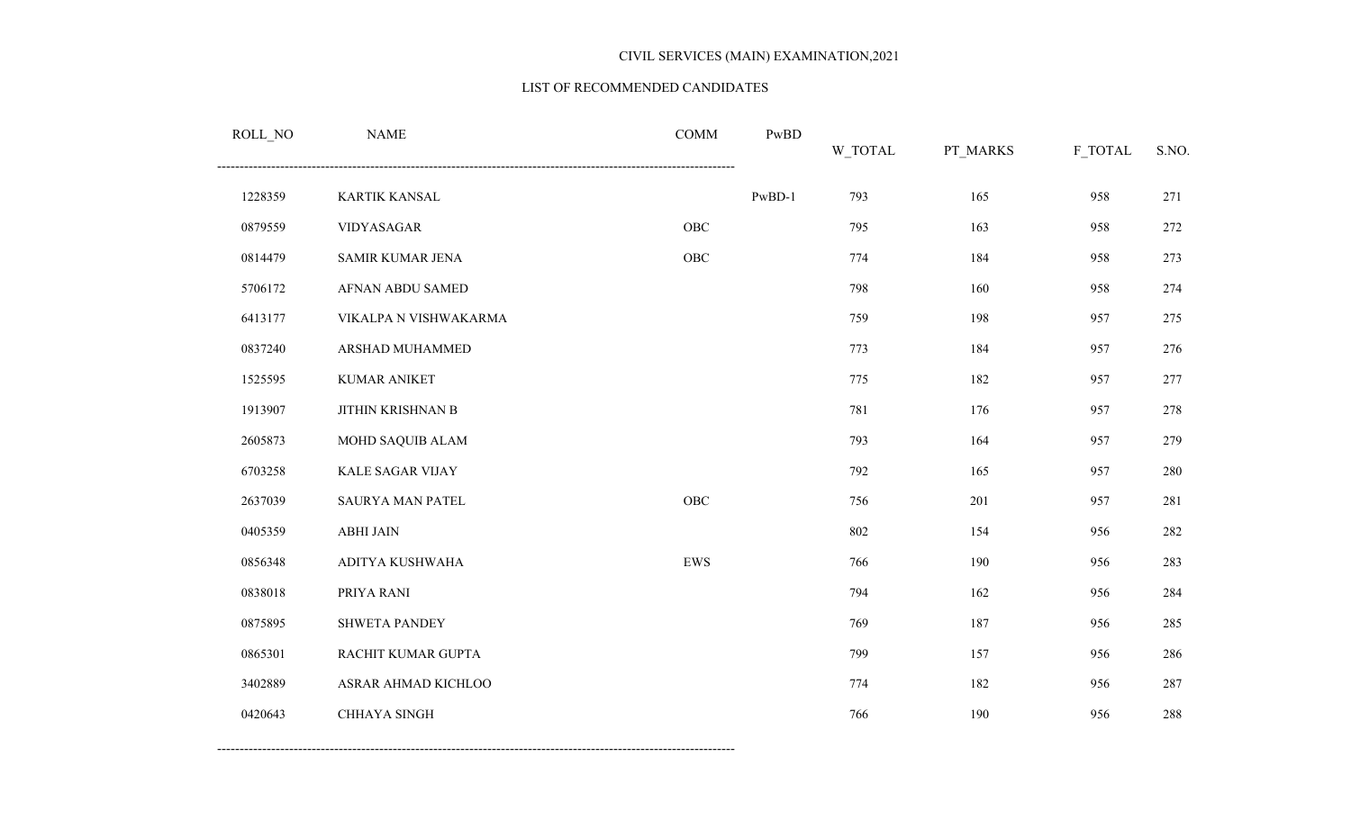CIVIL SERVICES (MAIN) EXAMINATION,2021

LIST OF RECOMMENDED CANDIDATES

| ROLL_NO | NAME | COMM | PwBD | W_TOTAL | PT_MARKS | F_TOTAL | S.NO. |
|---|---|---|---|---|---|---|---|
| 1228359 | KARTIK KANSAL | | PwBD-1 | 793 | 165 | 958 | 271 |
| 0879559 | VIDYASAGAR | OBC | | 795 | 163 | 958 | 272 |
| 0814479 | SAMIR KUMAR JENA | OBC | | 774 | 184 | 958 | 273 |
| 5706172 | AFNAN ABDU SAMED | | | 798 | 160 | 958 | 274 |
| 6413177 | VIKALPA N VISHWAKARMA | | | 759 | 198 | 957 | 275 |
| 0837240 | ARSHAD MUHAMMED | | | 773 | 184 | 957 | 276 |
| 1525595 | KUMAR ANIKET | | | 775 | 182 | 957 | 277 |
| 1913907 | JITHIN KRISHNAN B | | | 781 | 176 | 957 | 278 |
| 2605873 | MOHD SAQUIB ALAM | | | 793 | 164 | 957 | 279 |
| 6703258 | KALE SAGAR VIJAY | | | 792 | 165 | 957 | 280 |
| 2637039 | SAURYA MAN PATEL | OBC | | 756 | 201 | 957 | 281 |
| 0405359 | ABHI JAIN | | | 802 | 154 | 956 | 282 |
| 0856348 | ADITYA KUSHWAHA | EWS | | 766 | 190 | 956 | 283 |
| 0838018 | PRIYA RANI | | | 794 | 162 | 956 | 284 |
| 0875895 | SHWETA PANDEY | | | 769 | 187 | 956 | 285 |
| 0865301 | RACHIT KUMAR GUPTA | | | 799 | 157 | 956 | 286 |
| 3402889 | ASRAR AHMAD KICHLOO | | | 774 | 182 | 956 | 287 |
| 0420643 | CHHAYA SINGH | | | 766 | 190 | 956 | 288 |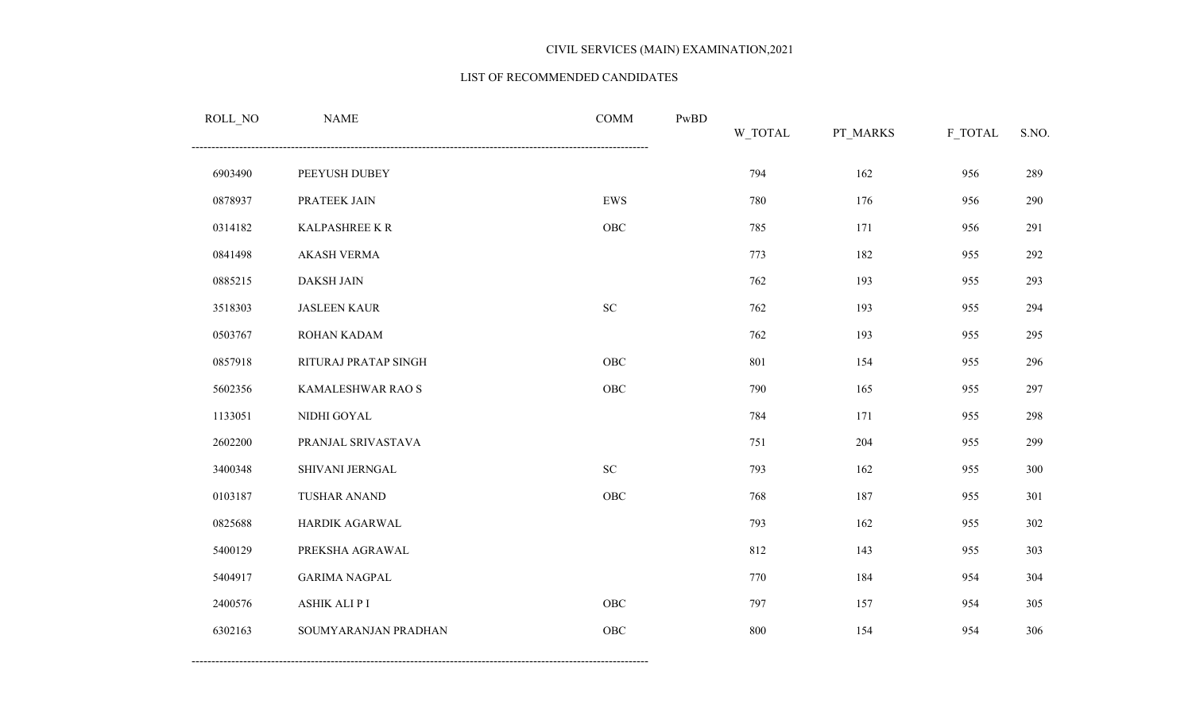CIVIL SERVICES (MAIN) EXAMINATION,2021

LIST OF RECOMMENDED CANDIDATES

| ROLL_NO | NAME | COMM | PwBD | W_TOTAL | PT_MARKS | F_TOTAL | S.NO. |
|---|---|---|---|---|---|---|---|
| 6903490 | PEEYUSH DUBEY | | | 794 | 162 | 956 | 289 |
| 0878937 | PRATEEK JAIN | EWS | | 780 | 176 | 956 | 290 |
| 0314182 | KALPASHREE K R | OBC | | 785 | 171 | 956 | 291 |
| 0841498 | AKASH VERMA | | | 773 | 182 | 955 | 292 |
| 0885215 | DAKSH JAIN | | | 762 | 193 | 955 | 293 |
| 3518303 | JASLEEN KAUR | SC | | 762 | 193 | 955 | 294 |
| 0503767 | ROHAN KADAM | | | 762 | 193 | 955 | 295 |
| 0857918 | RITURAJ PRATAP SINGH | OBC | | 801 | 154 | 955 | 296 |
| 5602356 | KAMALESHWAR RAO S | OBC | | 790 | 165 | 955 | 297 |
| 1133051 | NIDHI GOYAL | | | 784 | 171 | 955 | 298 |
| 2602200 | PRANJAL SRIVASTAVA | | | 751 | 204 | 955 | 299 |
| 3400348 | SHIVANI JERNGAL | SC | | 793 | 162 | 955 | 300 |
| 0103187 | TUSHAR ANAND | OBC | | 768 | 187 | 955 | 301 |
| 0825688 | HARDIK AGARWAL | | | 793 | 162 | 955 | 302 |
| 5400129 | PREKSHA AGRAWAL | | | 812 | 143 | 955 | 303 |
| 5404917 | GARIMA NAGPAL | | | 770 | 184 | 954 | 304 |
| 2400576 | ASHIK ALI P I | OBC | | 797 | 157 | 954 | 305 |
| 6302163 | SOUMYARANJAN PRADHAN | OBC | | 800 | 154 | 954 | 306 |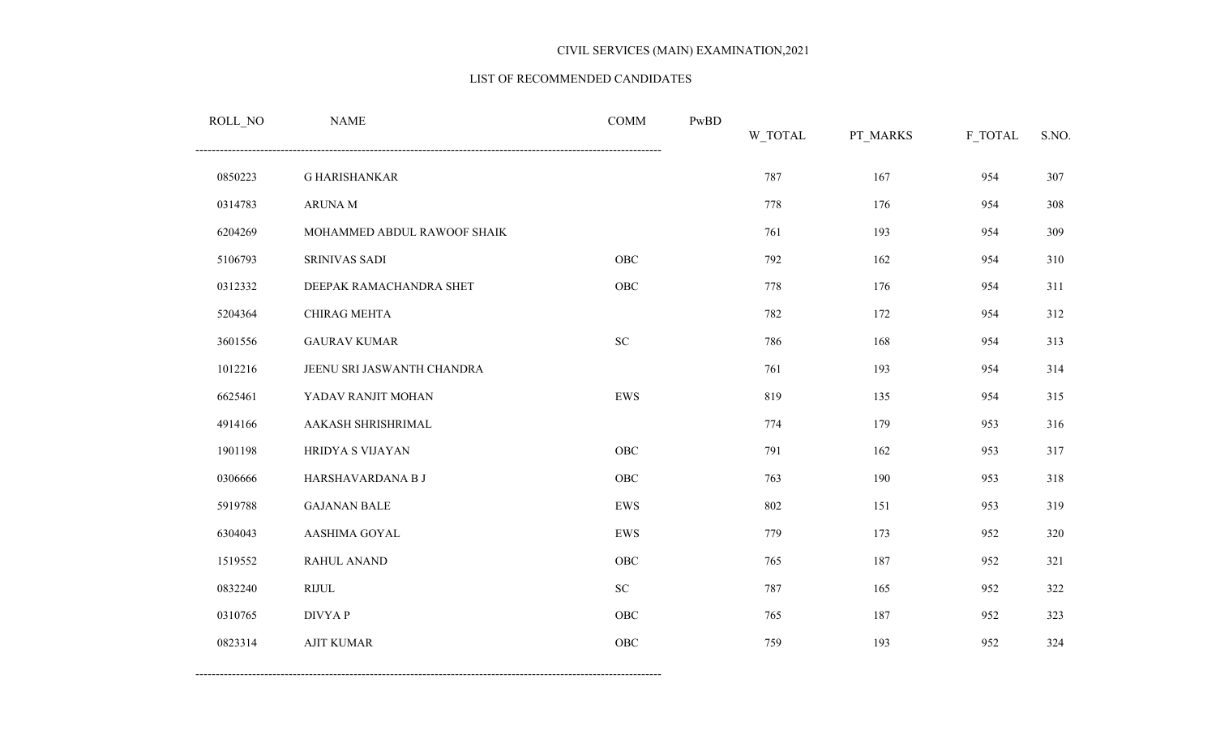CIVIL SERVICES (MAIN) EXAMINATION,2021

LIST OF RECOMMENDED CANDIDATES

| ROLL_NO | NAME | COMM | PwBD | W_TOTAL | PT_MARKS | F_TOTAL | S.NO. |
|---|---|---|---|---|---|---|---|
| 0850223 | G HARISHANKAR | | | 787 | 167 | 954 | 307 |
| 0314783 | ARUNA M | | | 778 | 176 | 954 | 308 |
| 6204269 | MOHAMMED ABDUL RAWOOF SHAIK | | | 761 | 193 | 954 | 309 |
| 5106793 | SRINIVAS SADI | OBC | | 792 | 162 | 954 | 310 |
| 0312332 | DEEPAK RAMACHANDRA SHET | OBC | | 778 | 176 | 954 | 311 |
| 5204364 | CHIRAG MEHTA | | | 782 | 172 | 954 | 312 |
| 3601556 | GAURAV KUMAR | SC | | 786 | 168 | 954 | 313 |
| 1012216 | JEENU SRI JASWANTH CHANDRA | | | 761 | 193 | 954 | 314 |
| 6625461 | YADAV RANJIT MOHAN | EWS | | 819 | 135 | 954 | 315 |
| 4914166 | AAKASH SHRISHRIMAL | | | 774 | 179 | 953 | 316 |
| 1901198 | HRIDYA S VIJAYAN | OBC | | 791 | 162 | 953 | 317 |
| 0306666 | HARSHAVARDANA B J | OBC | | 763 | 190 | 953 | 318 |
| 5919788 | GAJANAN BALE | EWS | | 802 | 151 | 953 | 319 |
| 6304043 | AASHIMA GOYAL | EWS | | 779 | 173 | 952 | 320 |
| 1519552 | RAHUL ANAND | OBC | | 765 | 187 | 952 | 321 |
| 0832240 | RIJUL | SC | | 787 | 165 | 952 | 322 |
| 0310765 | DIVYA P | OBC | | 765 | 187 | 952 | 323 |
| 0823314 | AJIT KUMAR | OBC | | 759 | 193 | 952 | 324 |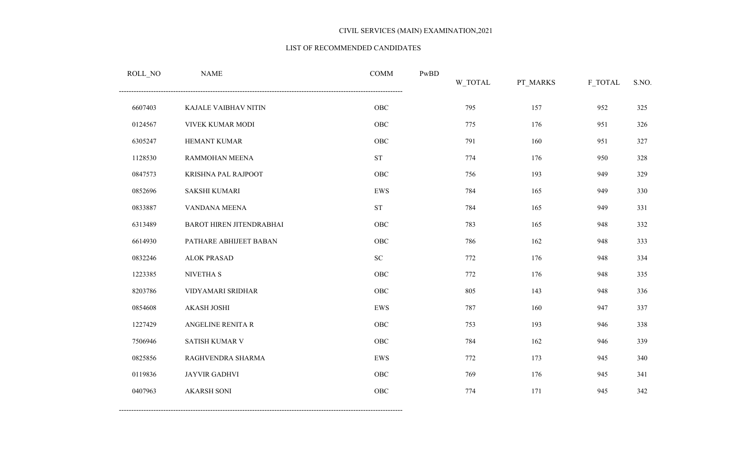CIVIL SERVICES (MAIN) EXAMINATION,2021

LIST OF RECOMMENDED CANDIDATES

| ROLL_NO | NAME | COMM | PwBD | W_TOTAL | PT_MARKS | F_TOTAL | S.NO. |
|---|---|---|---|---|---|---|---|
| 6607403 | KAJALE VAIBHAV NITIN | OBC | | 795 | 157 | 952 | 325 |
| 0124567 | VIVEK KUMAR MODI | OBC | | 775 | 176 | 951 | 326 |
| 6305247 | HEMANT KUMAR | OBC | | 791 | 160 | 951 | 327 |
| 1128530 | RAMMOHAN MEENA | ST | | 774 | 176 | 950 | 328 |
| 0847573 | KRISHNA PAL RAJPOOT | OBC | | 756 | 193 | 949 | 329 |
| 0852696 | SAKSHI KUMARI | EWS | | 784 | 165 | 949 | 330 |
| 0833887 | VANDANA MEENA | ST | | 784 | 165 | 949 | 331 |
| 6313489 | BAROT HIREN JITENDRABHAI | OBC | | 783 | 165 | 948 | 332 |
| 6614930 | PATHARE ABHIJEET BABAN | OBC | | 786 | 162 | 948 | 333 |
| 0832246 | ALOK PRASAD | SC | | 772 | 176 | 948 | 334 |
| 1223385 | NIVETHA S | OBC | | 772 | 176 | 948 | 335 |
| 8203786 | VIDYAMARI SRIDHAR | OBC | | 805 | 143 | 948 | 336 |
| 0854608 | AKASH JOSHI | EWS | | 787 | 160 | 947 | 337 |
| 1227429 | ANGELINE RENITA R | OBC | | 753 | 193 | 946 | 338 |
| 7506946 | SATISH KUMAR V | OBC | | 784 | 162 | 946 | 339 |
| 0825856 | RAGHVENDRA SHARMA | EWS | | 772 | 173 | 945 | 340 |
| 0119836 | JAYVIR GADHVI | OBC | | 769 | 176 | 945 | 341 |
| 0407963 | AKARSH SONI | OBC | | 774 | 171 | 945 | 342 |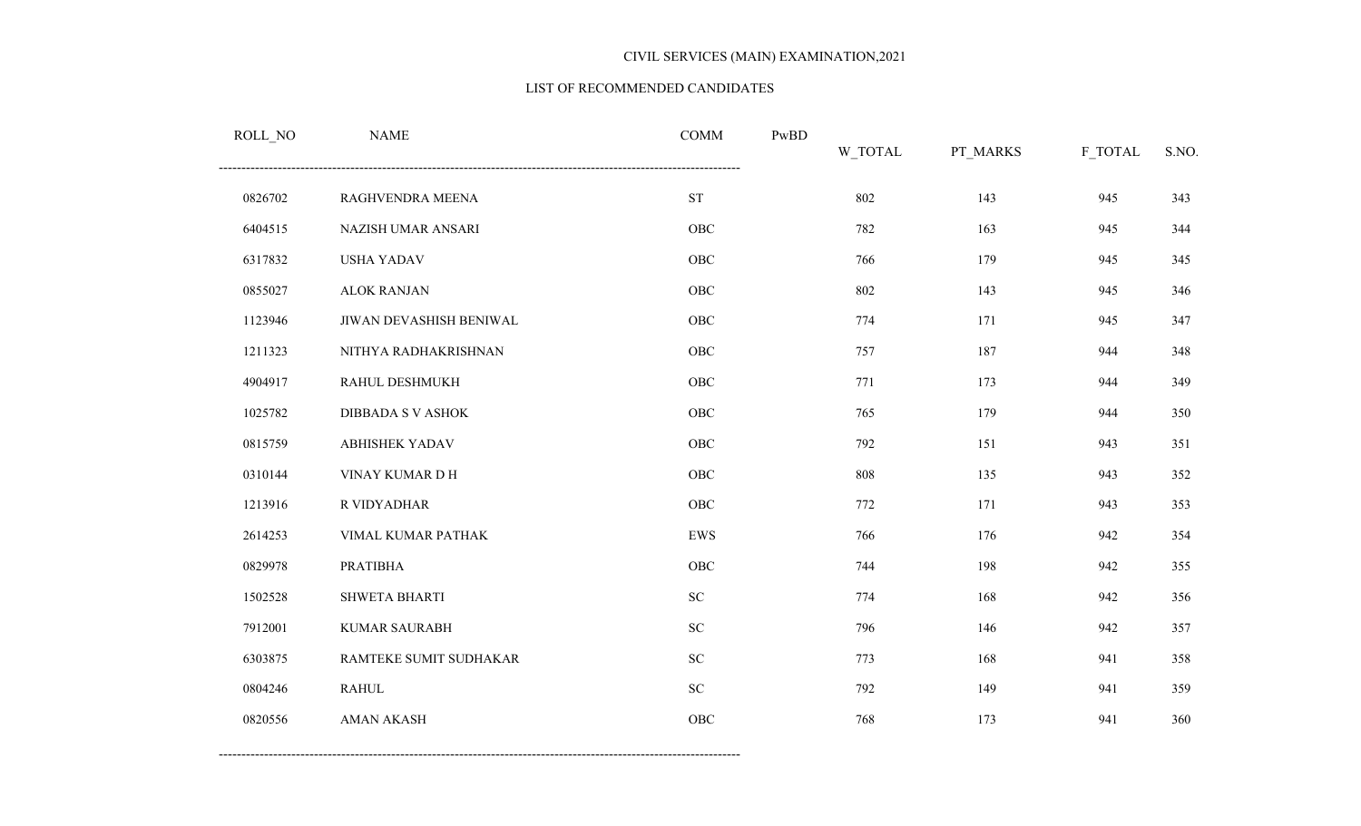CIVIL SERVICES (MAIN) EXAMINATION,2021

LIST OF RECOMMENDED CANDIDATES

| ROLL_NO | NAME | COMM | PwBD | W_TOTAL | PT_MARKS | F_TOTAL | S.NO. |
|---|---|---|---|---|---|---|---|
| 0826702 | RAGHVENDRA MEENA | ST | | 802 | 143 | 945 | 343 |
| 6404515 | NAZISH UMAR ANSARI | OBC | | 782 | 163 | 945 | 344 |
| 6317832 | USHA YADAV | OBC | | 766 | 179 | 945 | 345 |
| 0855027 | ALOK RANJAN | OBC | | 802 | 143 | 945 | 346 |
| 1123946 | JIWAN DEVASHISH BENIWAL | OBC | | 774 | 171 | 945 | 347 |
| 1211323 | NITHYA RADHAKRISHNAN | OBC | | 757 | 187 | 944 | 348 |
| 4904917 | RAHUL DESHMUKH | OBC | | 771 | 173 | 944 | 349 |
| 1025782 | DIBBADA S V ASHOK | OBC | | 765 | 179 | 944 | 350 |
| 0815759 | ABHISHEK YADAV | OBC | | 792 | 151 | 943 | 351 |
| 0310144 | VINAY KUMAR D H | OBC | | 808 | 135 | 943 | 352 |
| 1213916 | R VIDYADHAR | OBC | | 772 | 171 | 943 | 353 |
| 2614253 | VIMAL KUMAR PATHAK | EWS | | 766 | 176 | 942 | 354 |
| 0829978 | PRATIBHA | OBC | | 744 | 198 | 942 | 355 |
| 1502528 | SHWETA BHARTI | SC | | 774 | 168 | 942 | 356 |
| 7912001 | KUMAR SAURABH | SC | | 796 | 146 | 942 | 357 |
| 6303875 | RAMTEKE SUMIT SUDHAKAR | SC | | 773 | 168 | 941 | 358 |
| 0804246 | RAHUL | SC | | 792 | 149 | 941 | 359 |
| 0820556 | AMAN AKASH | OBC | | 768 | 173 | 941 | 360 |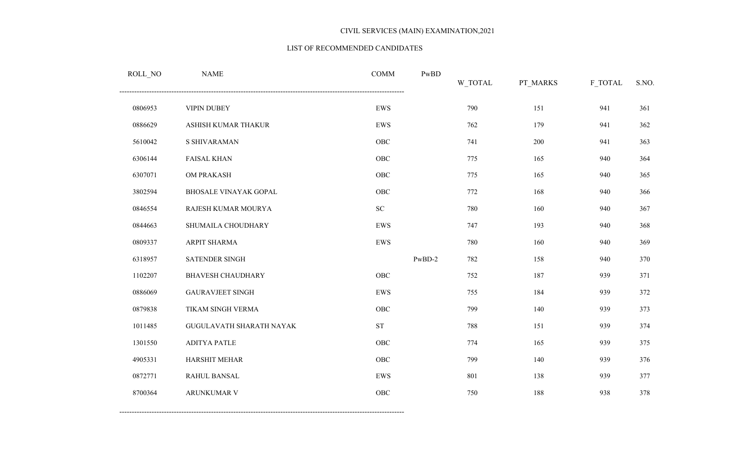CIVIL SERVICES (MAIN) EXAMINATION,2021

LIST OF RECOMMENDED CANDIDATES

| ROLL_NO | NAME | COMM | PwBD | W_TOTAL | PT_MARKS | F_TOTAL | S.NO. |
|---|---|---|---|---|---|---|---|
| 0806953 | VIPIN DUBEY | EWS | | 790 | 151 | 941 | 361 |
| 0886629 | ASHISH KUMAR THAKUR | EWS | | 762 | 179 | 941 | 362 |
| 5610042 | S SHIVARAMAN | OBC | | 741 | 200 | 941 | 363 |
| 6306144 | FAISAL KHAN | OBC | | 775 | 165 | 940 | 364 |
| 6307071 | OM PRAKASH | OBC | | 775 | 165 | 940 | 365 |
| 3802594 | BHOSALE VINAYAK GOPAL | OBC | | 772 | 168 | 940 | 366 |
| 0846554 | RAJESH KUMAR MOURYA | SC | | 780 | 160 | 940 | 367 |
| 0844663 | SHUMAILA CHOUDHARY | EWS | | 747 | 193 | 940 | 368 |
| 0809337 | ARPIT SHARMA | EWS | | 780 | 160 | 940 | 369 |
| 6318957 | SATENDER SINGH | | PwBD-2 | 782 | 158 | 940 | 370 |
| 1102207 | BHAVESH CHAUDHARY | OBC | | 752 | 187 | 939 | 371 |
| 0886069 | GAURAVJEET SINGH | EWS | | 755 | 184 | 939 | 372 |
| 0879838 | TIKAM SINGH VERMA | OBC | | 799 | 140 | 939 | 373 |
| 1011485 | GUGULAVATH SHARATH NAYAK | ST | | 788 | 151 | 939 | 374 |
| 1301550 | ADITYA PATLE | OBC | | 774 | 165 | 939 | 375 |
| 4905331 | HARSHIT MEHAR | OBC | | 799 | 140 | 939 | 376 |
| 0872771 | RAHUL BANSAL | EWS | | 801 | 138 | 939 | 377 |
| 8700364 | ARUNKUMAR V | OBC | | 750 | 188 | 938 | 378 |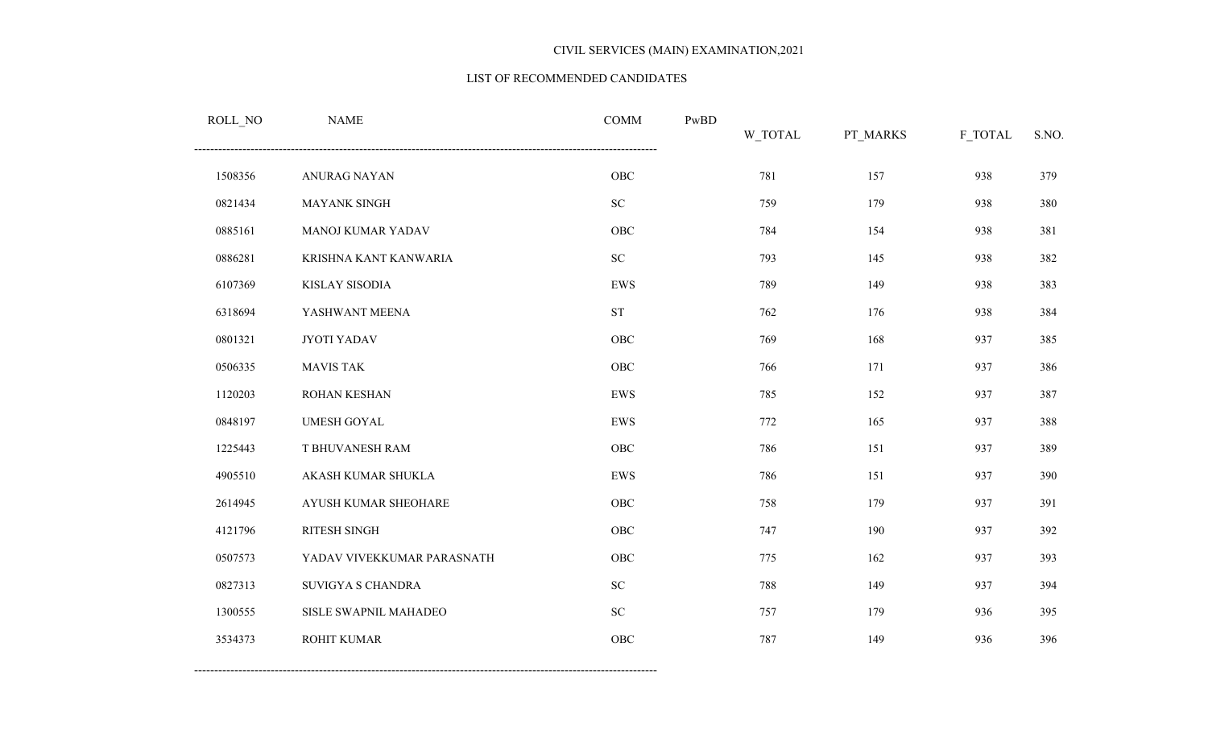CIVIL SERVICES (MAIN) EXAMINATION,2021

LIST OF RECOMMENDED CANDIDATES

| ROLL_NO | NAME | COMM | PwBD | W_TOTAL | PT_MARKS | F_TOTAL | S.NO. |
|---|---|---|---|---|---|---|---|
| 1508356 | ANURAG NAYAN | OBC | | 781 | 157 | 938 | 379 |
| 0821434 | MAYANK SINGH | SC | | 759 | 179 | 938 | 380 |
| 0885161 | MANOJ KUMAR YADAV | OBC | | 784 | 154 | 938 | 381 |
| 0886281 | KRISHNA KANT KANWARIA | SC | | 793 | 145 | 938 | 382 |
| 6107369 | KISLAY SISODIA | EWS | | 789 | 149 | 938 | 383 |
| 6318694 | YASHWANT MEENA | ST | | 762 | 176 | 938 | 384 |
| 0801321 | JYOTI YADAV | OBC | | 769 | 168 | 937 | 385 |
| 0506335 | MAVIS TAK | OBC | | 766 | 171 | 937 | 386 |
| 1120203 | ROHAN KESHAN | EWS | | 785 | 152 | 937 | 387 |
| 0848197 | UMESH GOYAL | EWS | | 772 | 165 | 937 | 388 |
| 1225443 | T BHUVANESH RAM | OBC | | 786 | 151 | 937 | 389 |
| 4905510 | AKASH KUMAR SHUKLA | EWS | | 786 | 151 | 937 | 390 |
| 2614945 | AYUSH KUMAR SHEOHARE | OBC | | 758 | 179 | 937 | 391 |
| 4121796 | RITESH SINGH | OBC | | 747 | 190 | 937 | 392 |
| 0507573 | YADAV VIVEKKUMAR PARASNATH | OBC | | 775 | 162 | 937 | 393 |
| 0827313 | SUVIGYA S CHANDRA | SC | | 788 | 149 | 937 | 394 |
| 1300555 | SISLE SWAPNIL MAHADEO | SC | | 757 | 179 | 936 | 395 |
| 3534373 | ROHIT KUMAR | OBC | | 787 | 149 | 936 | 396 |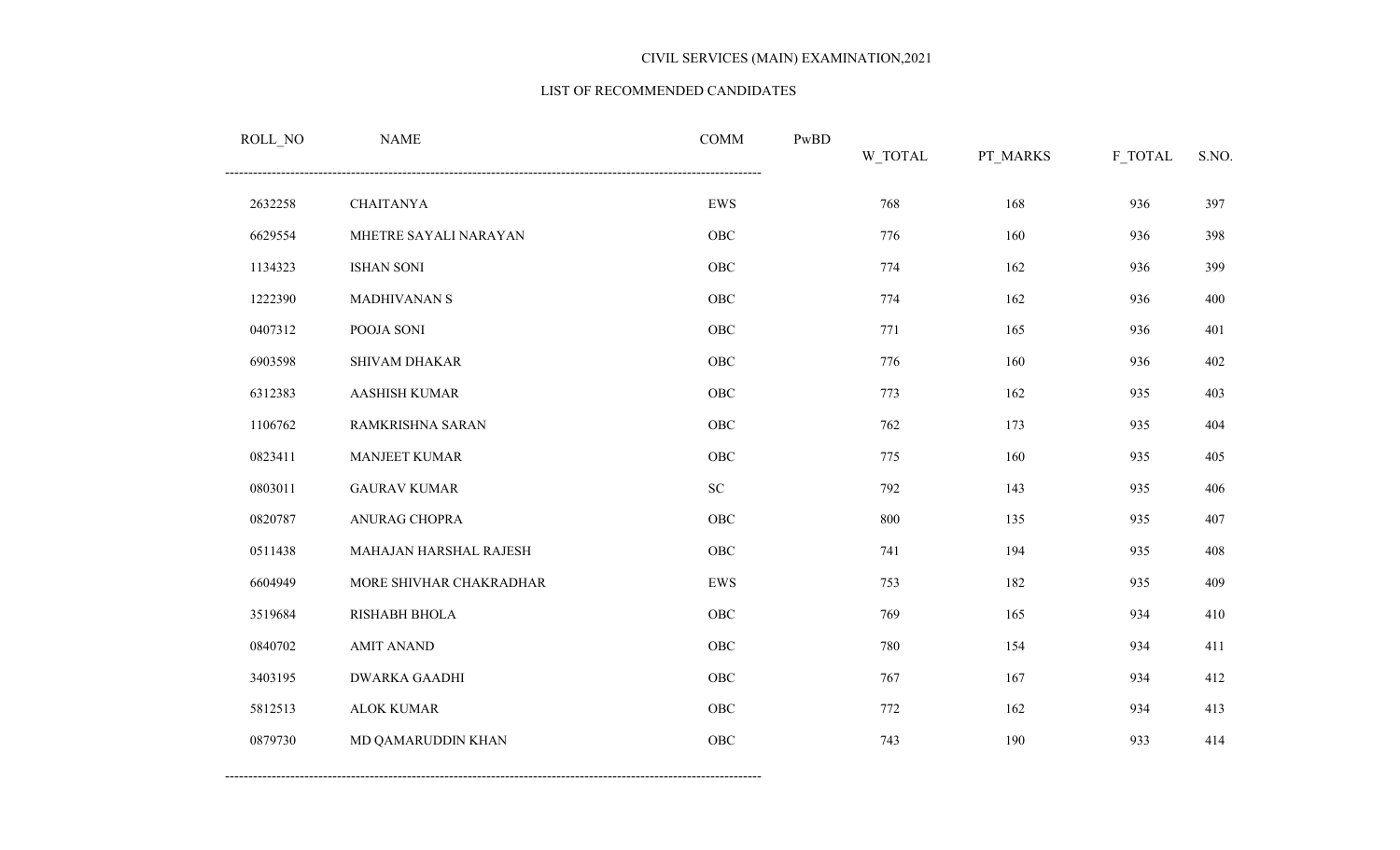CIVIL SERVICES (MAIN) EXAMINATION,2021

LIST OF RECOMMENDED CANDIDATES

| ROLL_NO | NAME | COMM | PwBD | W_TOTAL | PT_MARKS | F_TOTAL | S.NO. |
|---|---|---|---|---|---|---|---|
| 2632258 | CHAITANYA | EWS | | 768 | 168 | 936 | 397 |
| 6629554 | MHETRE SAYALI NARAYAN | OBC | | 776 | 160 | 936 | 398 |
| 1134323 | ISHAN SONI | OBC | | 774 | 162 | 936 | 399 |
| 1222390 | MADHIVANAN S | OBC | | 774 | 162 | 936 | 400 |
| 0407312 | POOJA SONI | OBC | | 771 | 165 | 936 | 401 |
| 6903598 | SHIVAM DHAKAR | OBC | | 776 | 160 | 936 | 402 |
| 6312383 | AASHISH KUMAR | OBC | | 773 | 162 | 935 | 403 |
| 1106762 | RAMKRISHNA SARAN | OBC | | 762 | 173 | 935 | 404 |
| 0823411 | MANJEET KUMAR | OBC | | 775 | 160 | 935 | 405 |
| 0803011 | GAURAV KUMAR | SC | | 792 | 143 | 935 | 406 |
| 0820787 | ANURAG CHOPRA | OBC | | 800 | 135 | 935 | 407 |
| 0511438 | MAHAJAN HARSHAL RAJESH | OBC | | 741 | 194 | 935 | 408 |
| 6604949 | MORE SHIVHAR CHAKRADHAR | EWS | | 753 | 182 | 935 | 409 |
| 3519684 | RISHABH BHOLA | OBC | | 769 | 165 | 934 | 410 |
| 0840702 | AMIT ANAND | OBC | | 780 | 154 | 934 | 411 |
| 3403195 | DWARKA GAADHI | OBC | | 767 | 167 | 934 | 412 |
| 5812513 | ALOK KUMAR | OBC | | 772 | 162 | 934 | 413 |
| 0879730 | MD QAMARUDDIN KHAN | OBC | | 743 | 190 | 933 | 414 |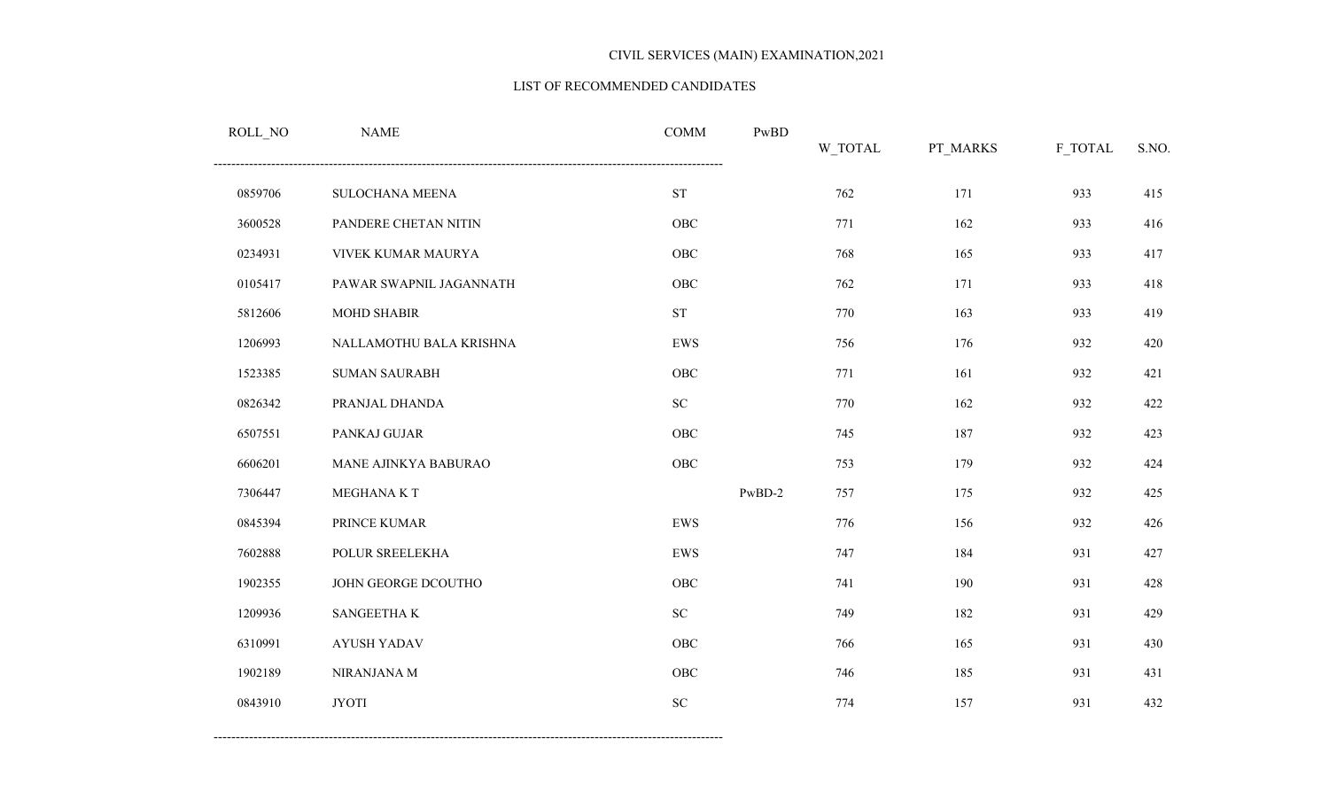CIVIL SERVICES (MAIN) EXAMINATION,2021

LIST OF RECOMMENDED CANDIDATES

| ROLL_NO | NAME | COMM | PwBD | W_TOTAL | PT_MARKS | F_TOTAL | S.NO. |
|---|---|---|---|---|---|---|---|
| 0859706 | SULOCHANA MEENA | ST | | 762 | 171 | 933 | 415 |
| 3600528 | PANDERE CHETAN NITIN | OBC | | 771 | 162 | 933 | 416 |
| 0234931 | VIVEK KUMAR MAURYA | OBC | | 768 | 165 | 933 | 417 |
| 0105417 | PAWAR SWAPNIL JAGANNATH | OBC | | 762 | 171 | 933 | 418 |
| 5812606 | MOHD SHABIR | ST | | 770 | 163 | 933 | 419 |
| 1206993 | NALLAMOTHU BALA KRISHNA | EWS | | 756 | 176 | 932 | 420 |
| 1523385 | SUMAN SAURABH | OBC | | 771 | 161 | 932 | 421 |
| 0826342 | PRANJAL DHANDA | SC | | 770 | 162 | 932 | 422 |
| 6507551 | PANKAJ GUJAR | OBC | | 745 | 187 | 932 | 423 |
| 6606201 | MANE AJINKYA BABURAO | OBC | | 753 | 179 | 932 | 424 |
| 7306447 | MEGHANA K T | | PwBD-2 | 757 | 175 | 932 | 425 |
| 0845394 | PRINCE KUMAR | EWS | | 776 | 156 | 932 | 426 |
| 7602888 | POLUR SREELEKHA | EWS | | 747 | 184 | 931 | 427 |
| 1902355 | JOHN GEORGE DCOUTHO | OBC | | 741 | 190 | 931 | 428 |
| 1209936 | SANGEETHA K | SC | | 749 | 182 | 931 | 429 |
| 6310991 | AYUSH YADAV | OBC | | 766 | 165 | 931 | 430 |
| 1902189 | NIRANJANA M | OBC | | 746 | 185 | 931 | 431 |
| 0843910 | JYOTI | SC | | 774 | 157 | 931 | 432 |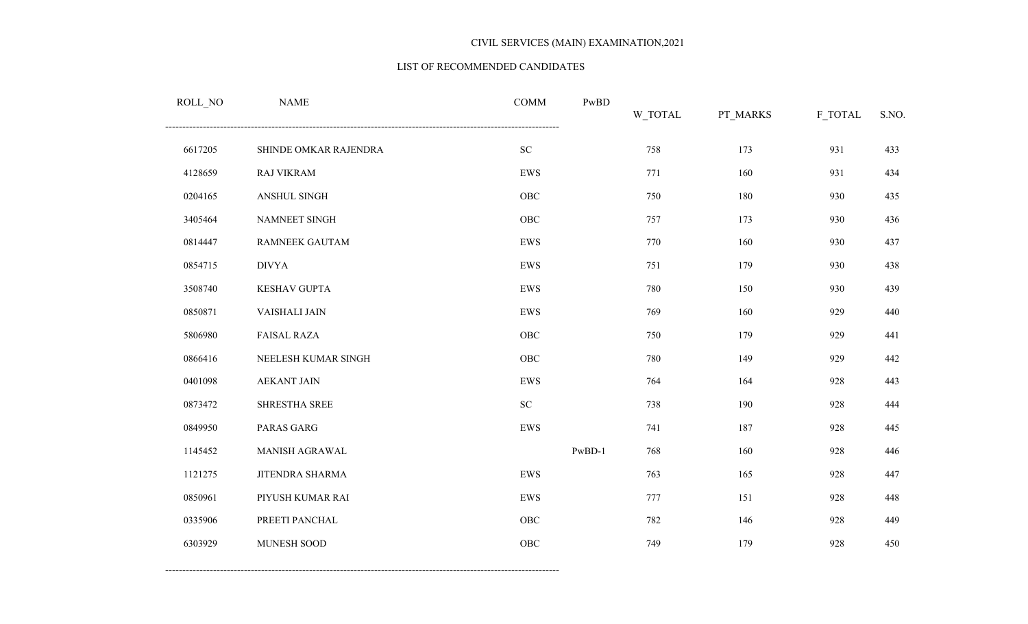CIVIL SERVICES (MAIN) EXAMINATION,2021

LIST OF RECOMMENDED CANDIDATES

| ROLL_NO | NAME | COMM | PwBD | W_TOTAL | PT_MARKS | F_TOTAL | S.NO. |
|---|---|---|---|---|---|---|---|
| 6617205 | SHINDE OMKAR RAJENDRA | SC | | 758 | 173 | 931 | 433 |
| 4128659 | RAJ VIKRAM | EWS | | 771 | 160 | 931 | 434 |
| 0204165 | ANSHUL SINGH | OBC | | 750 | 180 | 930 | 435 |
| 3405464 | NAMNEET SINGH | OBC | | 757 | 173 | 930 | 436 |
| 0814447 | RAMNEEK GAUTAM | EWS | | 770 | 160 | 930 | 437 |
| 0854715 | DIVYA | EWS | | 751 | 179 | 930 | 438 |
| 3508740 | KESHAV GUPTA | EWS | | 780 | 150 | 930 | 439 |
| 0850871 | VAISHALI JAIN | EWS | | 769 | 160 | 929 | 440 |
| 5806980 | FAISAL RAZA | OBC | | 750 | 179 | 929 | 441 |
| 0866416 | NEELESH KUMAR SINGH | OBC | | 780 | 149 | 929 | 442 |
| 0401098 | AEKANT JAIN | EWS | | 764 | 164 | 928 | 443 |
| 0873472 | SHRESTHA SREE | SC | | 738 | 190 | 928 | 444 |
| 0849950 | PARAS GARG | EWS | | 741 | 187 | 928 | 445 |
| 1145452 | MANISH AGRAWAL | | PwBD-1 | 768 | 160 | 928 | 446 |
| 1121275 | JITENDRA SHARMA | EWS | | 763 | 165 | 928 | 447 |
| 0850961 | PIYUSH KUMAR RAI | EWS | | 777 | 151 | 928 | 448 |
| 0335906 | PREETI PANCHAL | OBC | | 782 | 146 | 928 | 449 |
| 6303929 | MUNESH SOOD | OBC | | 749 | 179 | 928 | 450 |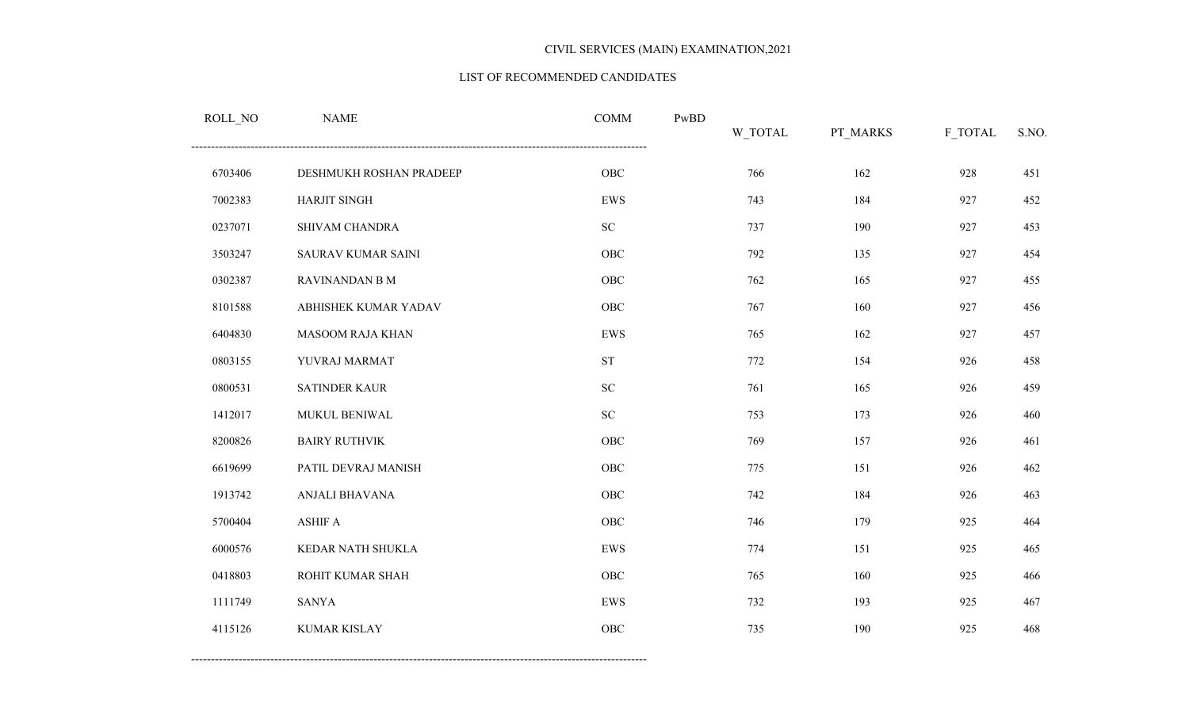CIVIL SERVICES (MAIN) EXAMINATION,2021

LIST OF RECOMMENDED CANDIDATES

| ROLL_NO | NAME | COMM | PwBD | W_TOTAL | PT_MARKS | F_TOTAL | S.NO. |
|---|---|---|---|---|---|---|---|
| 6703406 | DESHMUKH ROSHAN PRADEEP | OBC | | 766 | 162 | 928 | 451 |
| 7002383 | HARJIT SINGH | EWS | | 743 | 184 | 927 | 452 |
| 0237071 | SHIVAM CHANDRA | SC | | 737 | 190 | 927 | 453 |
| 3503247 | SAURAV KUMAR SAINI | OBC | | 792 | 135 | 927 | 454 |
| 0302387 | RAVINANDAN B M | OBC | | 762 | 165 | 927 | 455 |
| 8101588 | ABHISHEK KUMAR YADAV | OBC | | 767 | 160 | 927 | 456 |
| 6404830 | MASOOM RAJA KHAN | EWS | | 765 | 162 | 927 | 457 |
| 0803155 | YUVRAJ MARMAT | ST | | 772 | 154 | 926 | 458 |
| 0800531 | SATINDER KAUR | SC | | 761 | 165 | 926 | 459 |
| 1412017 | MUKUL BENIWAL | SC | | 753 | 173 | 926 | 460 |
| 8200826 | BAIRY RUTHVIK | OBC | | 769 | 157 | 926 | 461 |
| 6619699 | PATIL DEVRAJ MANISH | OBC | | 775 | 151 | 926 | 462 |
| 1913742 | ANJALI BHAVANA | OBC | | 742 | 184 | 926 | 463 |
| 5700404 | ASHIF A | OBC | | 746 | 179 | 925 | 464 |
| 6000576 | KEDAR NATH SHUKLA | EWS | | 774 | 151 | 925 | 465 |
| 0418803 | ROHIT KUMAR SHAH | OBC | | 765 | 160 | 925 | 466 |
| 1111749 | SANYA | EWS | | 732 | 193 | 925 | 467 |
| 4115126 | KUMAR KISLAY | OBC | | 735 | 190 | 925 | 468 |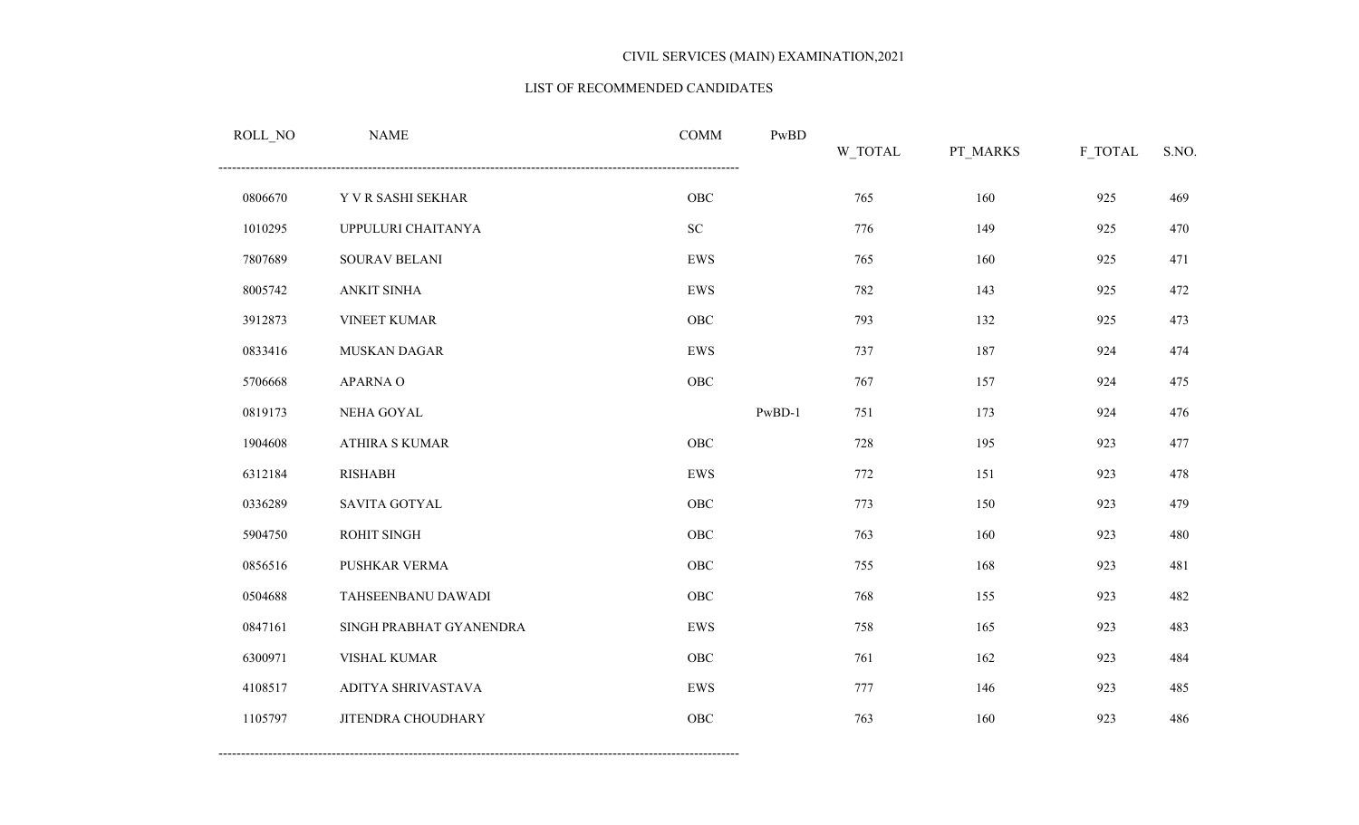CIVIL SERVICES (MAIN) EXAMINATION,2021

LIST OF RECOMMENDED CANDIDATES

| ROLL_NO | NAME | COMM | PwBD | W_TOTAL | PT_MARKS | F_TOTAL | S.NO. |
|---|---|---|---|---|---|---|---|
| 0806670 | Y V R SASHI SEKHAR | OBC | | 765 | 160 | 925 | 469 |
| 1010295 | UPPULURI CHAITANYA | SC | | 776 | 149 | 925 | 470 |
| 7807689 | SOURAV BELANI | EWS | | 765 | 160 | 925 | 471 |
| 8005742 | ANKIT SINHA | EWS | | 782 | 143 | 925 | 472 |
| 3912873 | VINEET KUMAR | OBC | | 793 | 132 | 925 | 473 |
| 0833416 | MUSKAN DAGAR | EWS | | 737 | 187 | 924 | 474 |
| 5706668 | APARNA O | OBC | | 767 | 157 | 924 | 475 |
| 0819173 | NEHA GOYAL | | PwBD-1 | 751 | 173 | 924 | 476 |
| 1904608 | ATHIRA S KUMAR | OBC | | 728 | 195 | 923 | 477 |
| 6312184 | RISHABH | EWS | | 772 | 151 | 923 | 478 |
| 0336289 | SAVITA GOTYAL | OBC | | 773 | 150 | 923 | 479 |
| 5904750 | ROHIT SINGH | OBC | | 763 | 160 | 923 | 480 |
| 0856516 | PUSHKAR VERMA | OBC | | 755 | 168 | 923 | 481 |
| 0504688 | TAHSEENBANU DAWADI | OBC | | 768 | 155 | 923 | 482 |
| 0847161 | SINGH PRABHAT GYANENDRA | EWS | | 758 | 165 | 923 | 483 |
| 6300971 | VISHAL KUMAR | OBC | | 761 | 162 | 923 | 484 |
| 4108517 | ADITYA SHRIVASTAVA | EWS | | 777 | 146 | 923 | 485 |
| 1105797 | JITENDRA CHOUDHARY | OBC | | 763 | 160 | 923 | 486 |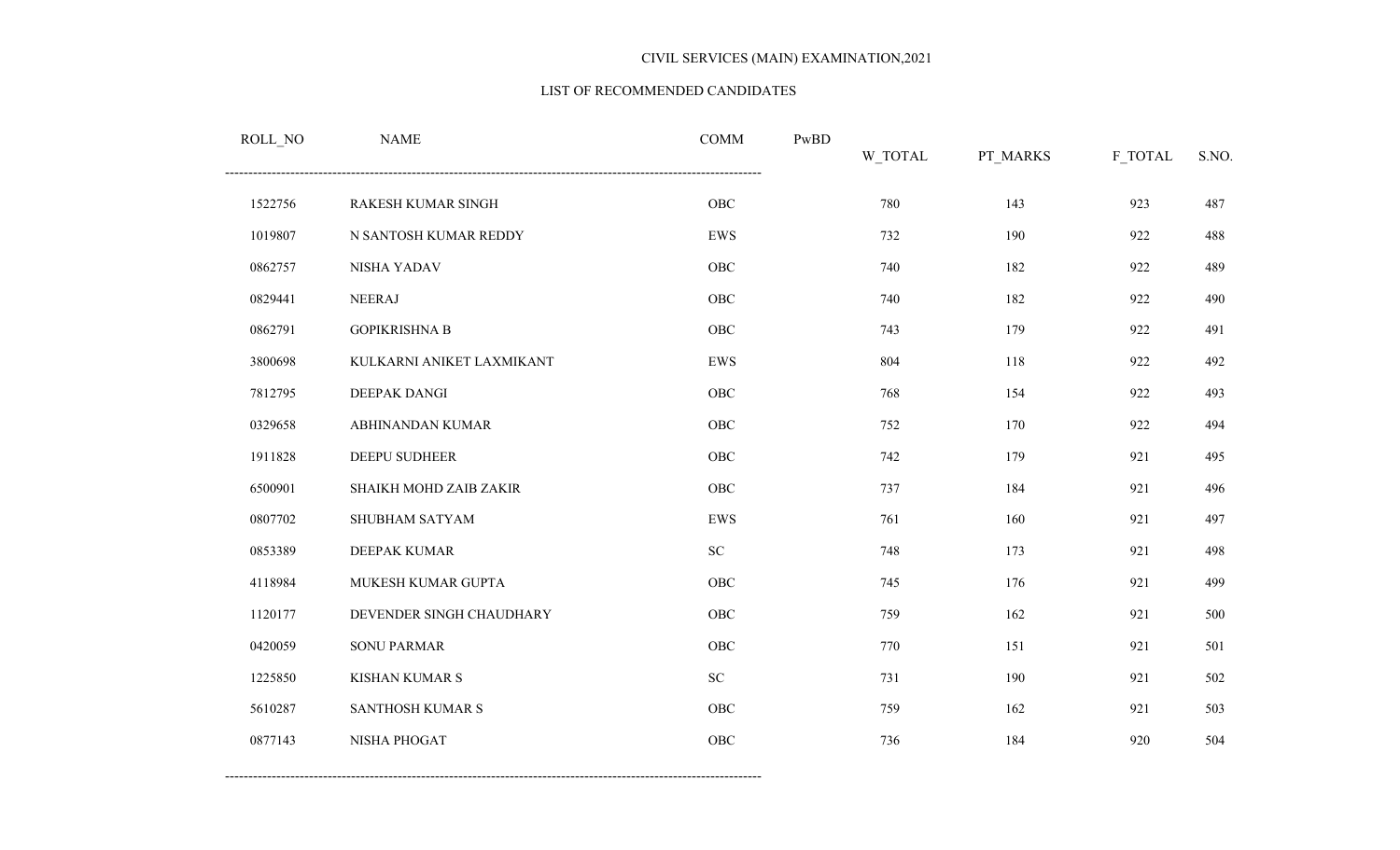CIVIL SERVICES (MAIN) EXAMINATION,2021

LIST OF RECOMMENDED CANDIDATES

| ROLL_NO | NAME | COMM | PwBD | W_TOTAL | PT_MARKS | F_TOTAL | S.NO. |
|---|---|---|---|---|---|---|---|
| 1522756 | RAKESH KUMAR SINGH | OBC | | 780 | 143 | 923 | 487 |
| 1019807 | N SANTOSH KUMAR REDDY | EWS | | 732 | 190 | 922 | 488 |
| 0862757 | NISHA YADAV | OBC | | 740 | 182 | 922 | 489 |
| 0829441 | NEERAJ | OBC | | 740 | 182 | 922 | 490 |
| 0862791 | GOPIKRISHNA B | OBC | | 743 | 179 | 922 | 491 |
| 3800698 | KULKARNI ANIKET LAXMIKANT | EWS | | 804 | 118 | 922 | 492 |
| 7812795 | DEEPAK DANGI | OBC | | 768 | 154 | 922 | 493 |
| 0329658 | ABHINANDAN KUMAR | OBC | | 752 | 170 | 922 | 494 |
| 1911828 | DEEPU SUDHEER | OBC | | 742 | 179 | 921 | 495 |
| 6500901 | SHAIKH MOHD ZAIB ZAKIR | OBC | | 737 | 184 | 921 | 496 |
| 0807702 | SHUBHAM SATYAM | EWS | | 761 | 160 | 921 | 497 |
| 0853389 | DEEPAK KUMAR | SC | | 748 | 173 | 921 | 498 |
| 4118984 | MUKESH KUMAR GUPTA | OBC | | 745 | 176 | 921 | 499 |
| 1120177 | DEVENDER SINGH CHAUDHARY | OBC | | 759 | 162 | 921 | 500 |
| 0420059 | SONU PARMAR | OBC | | 770 | 151 | 921 | 501 |
| 1225850 | KISHAN KUMAR S | SC | | 731 | 190 | 921 | 502 |
| 5610287 | SANTHOSH KUMAR S | OBC | | 759 | 162 | 921 | 503 |
| 0877143 | NISHA PHOGAT | OBC | | 736 | 184 | 920 | 504 |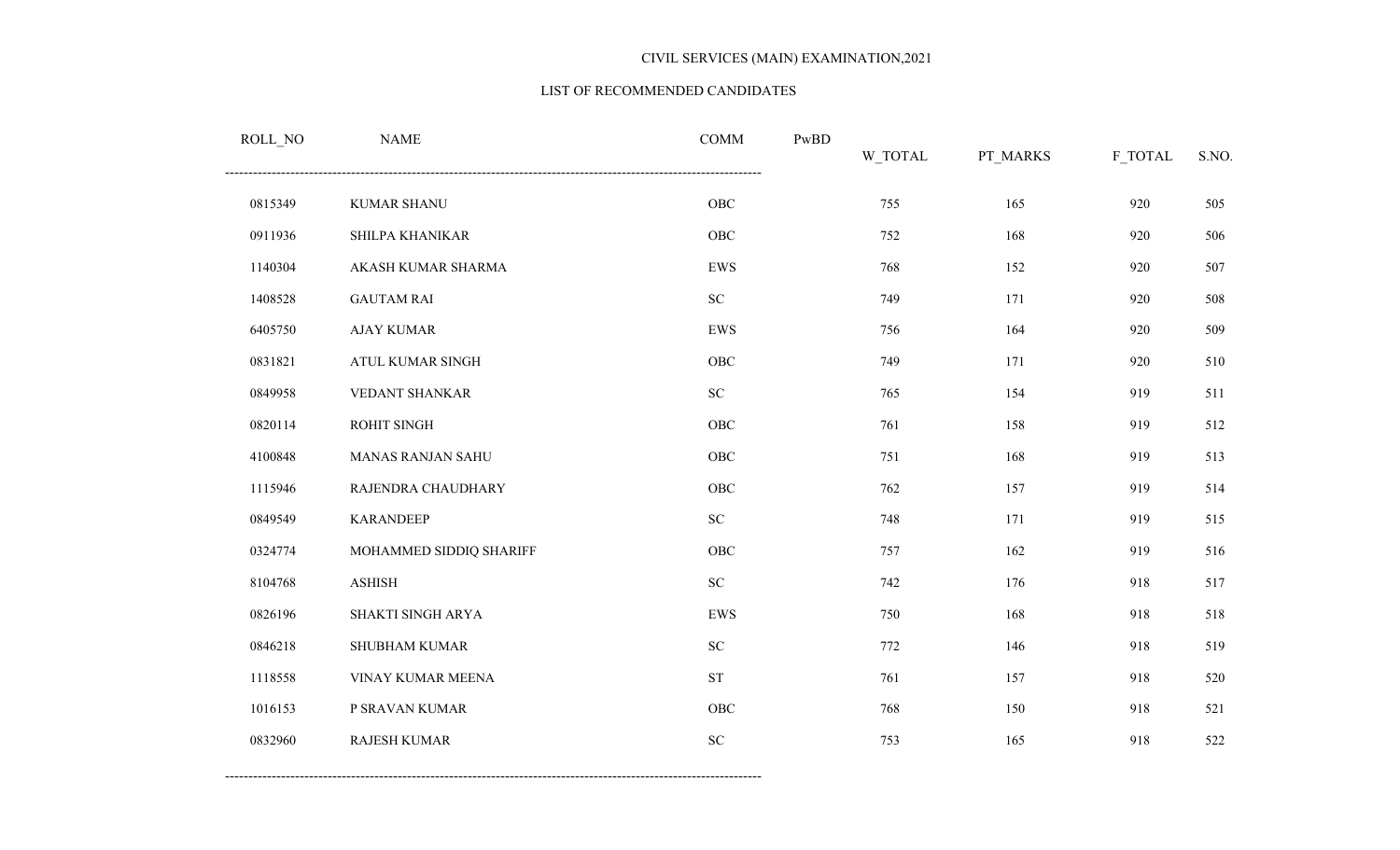CIVIL SERVICES (MAIN) EXAMINATION,2021

LIST OF RECOMMENDED CANDIDATES

| ROLL_NO | NAME | COMM | PwBD | W_TOTAL | PT_MARKS | F_TOTAL | S.NO. |
|---|---|---|---|---|---|---|---|
| 0815349 | KUMAR SHANU | OBC | | 755 | 165 | 920 | 505 |
| 0911936 | SHILPA KHANIKAR | OBC | | 752 | 168 | 920 | 506 |
| 1140304 | AKASH KUMAR SHARMA | EWS | | 768 | 152 | 920 | 507 |
| 1408528 | GAUTAM RAI | SC | | 749 | 171 | 920 | 508 |
| 6405750 | AJAY KUMAR | EWS | | 756 | 164 | 920 | 509 |
| 0831821 | ATUL KUMAR SINGH | OBC | | 749 | 171 | 920 | 510 |
| 0849958 | VEDANT SHANKAR | SC | | 765 | 154 | 919 | 511 |
| 0820114 | ROHIT SINGH | OBC | | 761 | 158 | 919 | 512 |
| 4100848 | MANAS RANJAN SAHU | OBC | | 751 | 168 | 919 | 513 |
| 1115946 | RAJENDRA CHAUDHARY | OBC | | 762 | 157 | 919 | 514 |
| 0849549 | KARANDEEP | SC | | 748 | 171 | 919 | 515 |
| 0324774 | MOHAMMED SIDDIQ SHARIFF | OBC | | 757 | 162 | 919 | 516 |
| 8104768 | ASHISH | SC | | 742 | 176 | 918 | 517 |
| 0826196 | SHAKTI SINGH ARYA | EWS | | 750 | 168 | 918 | 518 |
| 0846218 | SHUBHAM KUMAR | SC | | 772 | 146 | 918 | 519 |
| 1118558 | VINAY KUMAR MEENA | ST | | 761 | 157 | 918 | 520 |
| 1016153 | P SRAVAN KUMAR | OBC | | 768 | 150 | 918 | 521 |
| 0832960 | RAJESH KUMAR | SC | | 753 | 165 | 918 | 522 |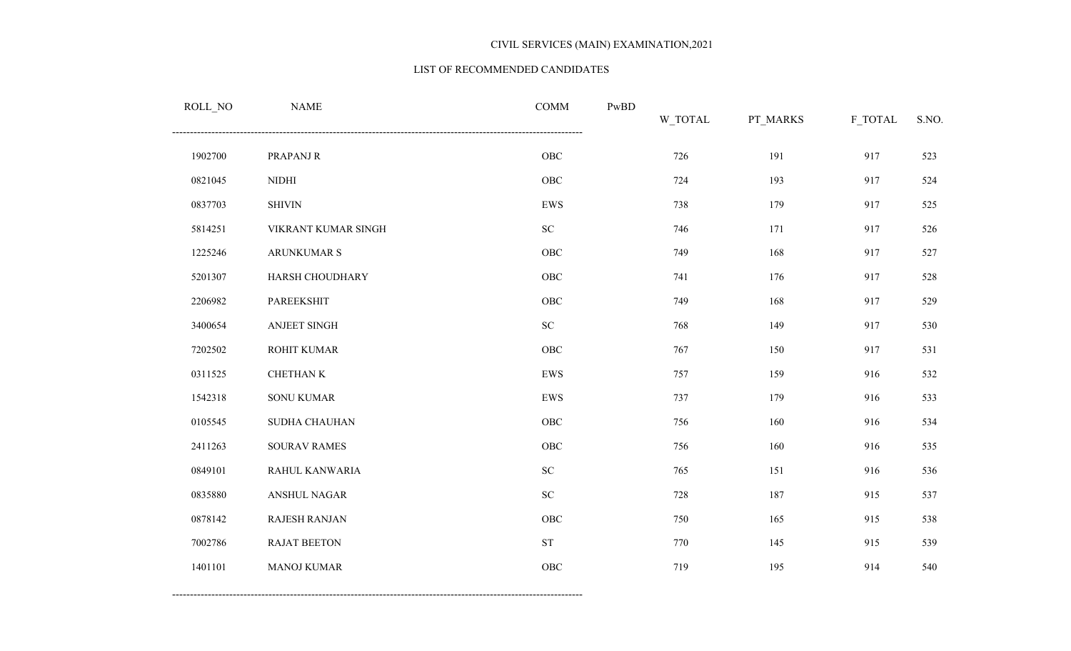CIVIL SERVICES (MAIN) EXAMINATION,2021

LIST OF RECOMMENDED CANDIDATES

| ROLL_NO | NAME | COMM | PwBD | W_TOTAL | PT_MARKS | F_TOTAL | S.NO. |
|---|---|---|---|---|---|---|---|
| 1902700 | PRAPANJ R | OBC | | 726 | 191 | 917 | 523 |
| 0821045 | NIDHI | OBC | | 724 | 193 | 917 | 524 |
| 0837703 | SHIVIN | EWS | | 738 | 179 | 917 | 525 |
| 5814251 | VIKRANT KUMAR SINGH | SC | | 746 | 171 | 917 | 526 |
| 1225246 | ARUNKUMAR S | OBC | | 749 | 168 | 917 | 527 |
| 5201307 | HARSH CHOUDHARY | OBC | | 741 | 176 | 917 | 528 |
| 2206982 | PAREEKSHIT | OBC | | 749 | 168 | 917 | 529 |
| 3400654 | ANJEET SINGH | SC | | 768 | 149 | 917 | 530 |
| 7202502 | ROHIT KUMAR | OBC | | 767 | 150 | 917 | 531 |
| 0311525 | CHETHAN K | EWS | | 757 | 159 | 916 | 532 |
| 1542318 | SONU KUMAR | EWS | | 737 | 179 | 916 | 533 |
| 0105545 | SUDHA CHAUHAN | OBC | | 756 | 160 | 916 | 534 |
| 2411263 | SOURAV RAMES | OBC | | 756 | 160 | 916 | 535 |
| 0849101 | RAHUL KANWARIA | SC | | 765 | 151 | 916 | 536 |
| 0835880 | ANSHUL NAGAR | SC | | 728 | 187 | 915 | 537 |
| 0878142 | RAJESH RANJAN | OBC | | 750 | 165 | 915 | 538 |
| 7002786 | RAJAT BEETON | ST | | 770 | 145 | 915 | 539 |
| 1401101 | MANOJ KUMAR | OBC | | 719 | 195 | 914 | 540 |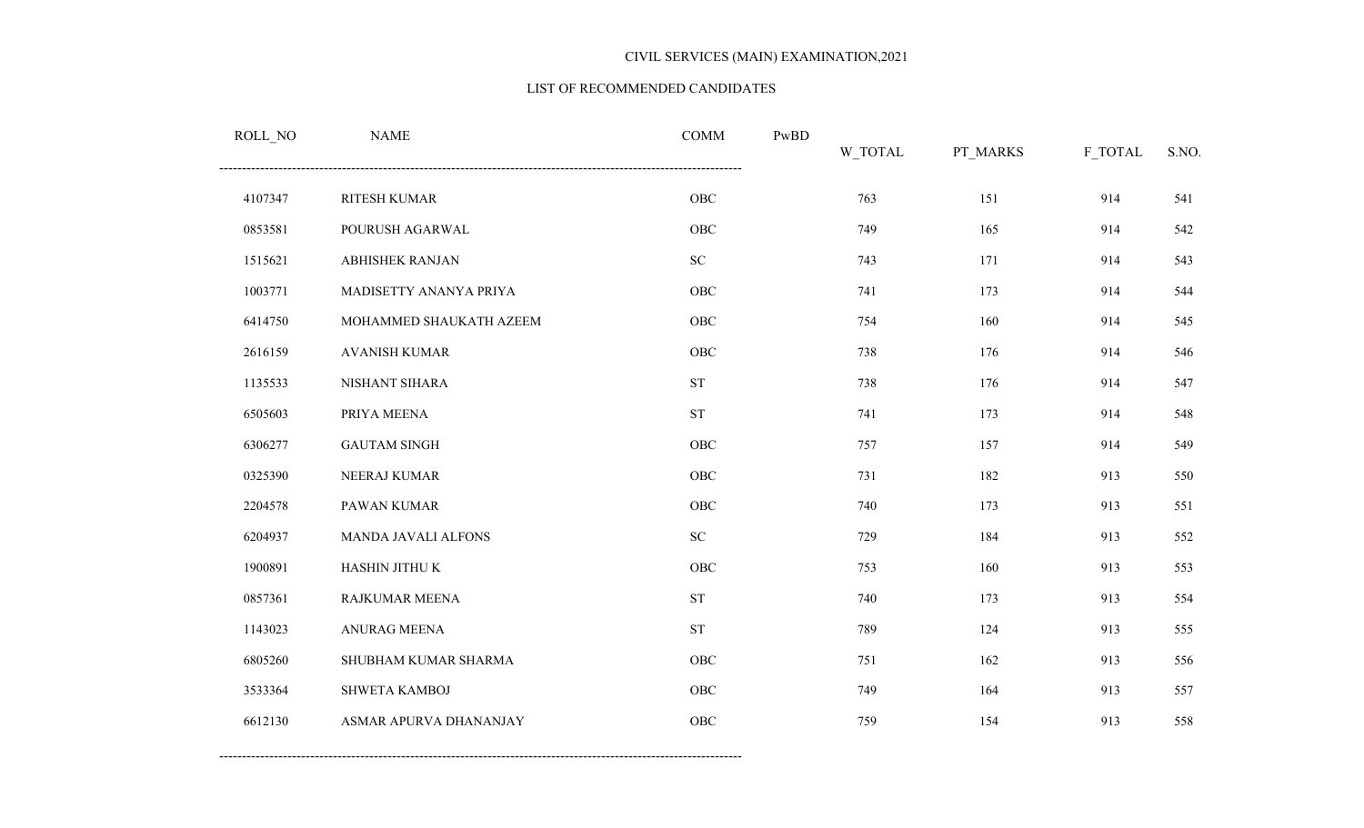CIVIL SERVICES (MAIN) EXAMINATION,2021

LIST OF RECOMMENDED CANDIDATES

| ROLL_NO | NAME | COMM | PwBD | W_TOTAL | PT_MARKS | F_TOTAL | S.NO. |
|---|---|---|---|---|---|---|---|
| 4107347 | RITESH KUMAR | OBC | | 763 | 151 | 914 | 541 |
| 0853581 | POURUSH AGARWAL | OBC | | 749 | 165 | 914 | 542 |
| 1515621 | ABHISHEK RANJAN | SC | | 743 | 171 | 914 | 543 |
| 1003771 | MADISETTY ANANYA PRIYA | OBC | | 741 | 173 | 914 | 544 |
| 6414750 | MOHAMMED SHAUKATH AZEEM | OBC | | 754 | 160 | 914 | 545 |
| 2616159 | AVANISH KUMAR | OBC | | 738 | 176 | 914 | 546 |
| 1135533 | NISHANT SIHARA | ST | | 738 | 176 | 914 | 547 |
| 6505603 | PRIYA MEENA | ST | | 741 | 173 | 914 | 548 |
| 6306277 | GAUTAM SINGH | OBC | | 757 | 157 | 914 | 549 |
| 0325390 | NEERAJ KUMAR | OBC | | 731 | 182 | 913 | 550 |
| 2204578 | PAWAN KUMAR | OBC | | 740 | 173 | 913 | 551 |
| 6204937 | MANDA JAVALI ALFONS | SC | | 729 | 184 | 913 | 552 |
| 1900891 | HASHIN JITHU K | OBC | | 753 | 160 | 913 | 553 |
| 0857361 | RAJKUMAR MEENA | ST | | 740 | 173 | 913 | 554 |
| 1143023 | ANURAG MEENA | ST | | 789 | 124 | 913 | 555 |
| 6805260 | SHUBHAM KUMAR SHARMA | OBC | | 751 | 162 | 913 | 556 |
| 3533364 | SHWETA KAMBOJ | OBC | | 749 | 164 | 913 | 557 |
| 6612130 | ASMAR APURVA DHANANJAY | OBC | | 759 | 154 | 913 | 558 |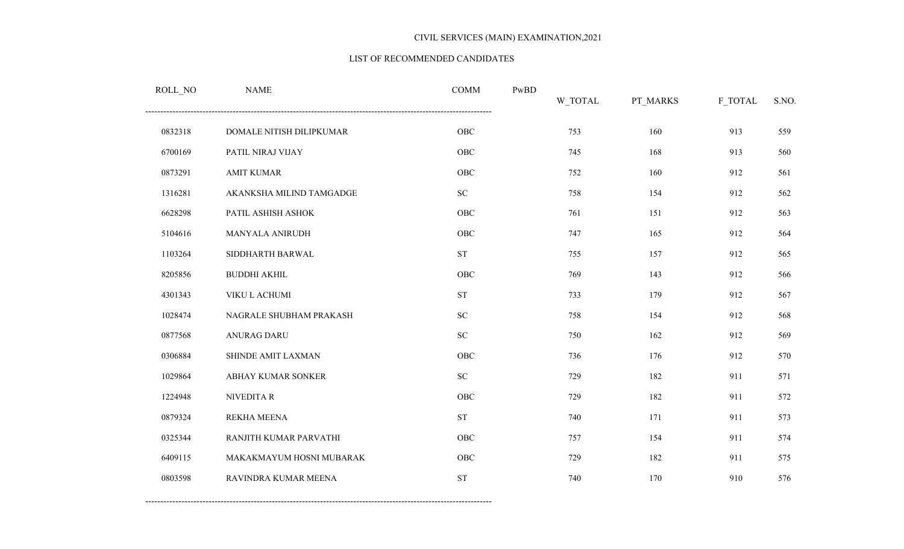CIVIL SERVICES (MAIN) EXAMINATION,2021

LIST OF RECOMMENDED CANDIDATES

| ROLL_NO | NAME | COMM | PwBD | W_TOTAL | PT_MARKS | F_TOTAL | S.NO. |
|---|---|---|---|---|---|---|---|
| 0832318 | DOMALE NITISH DILIPKUMAR | OBC | | 753 | 160 | 913 | 559 |
| 6700169 | PATIL NIRAJ VIJAY | OBC | | 745 | 168 | 913 | 560 |
| 0873291 | AMIT KUMAR | OBC | | 752 | 160 | 912 | 561 |
| 1316281 | AKANKSHA MILIND TAMGADGE | SC | | 758 | 154 | 912 | 562 |
| 6628298 | PATIL ASHISH ASHOK | OBC | | 761 | 151 | 912 | 563 |
| 5104616 | MANYALA ANIRUDH | OBC | | 747 | 165 | 912 | 564 |
| 1103264 | SIDDHARTH BARWAL | ST | | 755 | 157 | 912 | 565 |
| 8205856 | BUDDHI AKHIL | OBC | | 769 | 143 | 912 | 566 |
| 4301343 | VIKU L ACHUMI | ST | | 733 | 179 | 912 | 567 |
| 1028474 | NAGRALE SHUBHAM PRAKASH | SC | | 758 | 154 | 912 | 568 |
| 0877568 | ANURAG DARU | SC | | 750 | 162 | 912 | 569 |
| 0306884 | SHINDE AMIT LAXMAN | OBC | | 736 | 176 | 912 | 570 |
| 1029864 | ABHAY KUMAR SONKER | SC | | 729 | 182 | 911 | 571 |
| 1224948 | NIVEDITA R | OBC | | 729 | 182 | 911 | 572 |
| 0879324 | REKHA MEENA | ST | | 740 | 171 | 911 | 573 |
| 0325344 | RANJITH KUMAR PARVATHI | OBC | | 757 | 154 | 911 | 574 |
| 6409115 | MAKAKMAYUM HOSNI MUBARAK | OBC | | 729 | 182 | 911 | 575 |
| 0803598 | RAVINDRA KUMAR MEENA | ST | | 740 | 170 | 910 | 576 |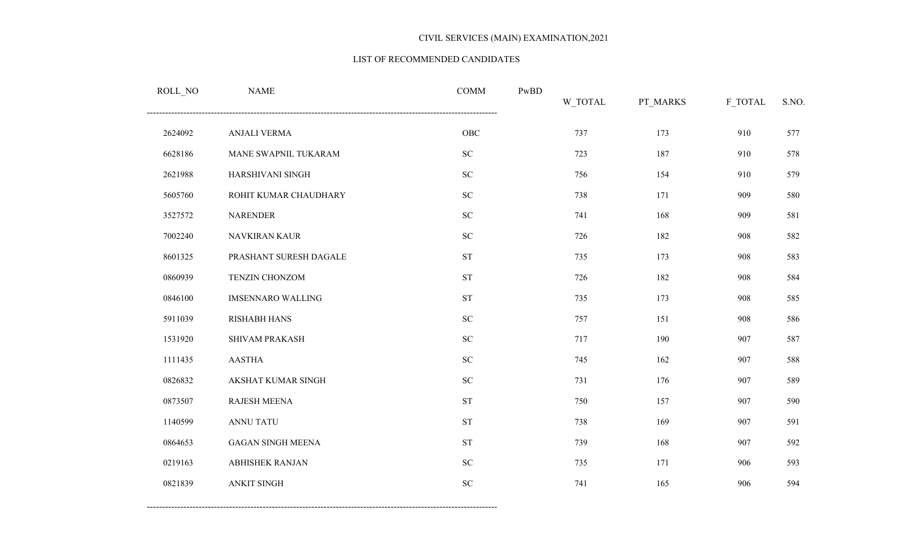CIVIL SERVICES (MAIN) EXAMINATION,2021

LIST OF RECOMMENDED CANDIDATES

| ROLL_NO | NAME | COMM | PwBD | W_TOTAL | PT_MARKS | F_TOTAL | S.NO. |
|---|---|---|---|---|---|---|---|
| 2624092 | ANJALI VERMA | OBC | | 737 | 173 | 910 | 577 |
| 6628186 | MANE SWAPNIL TUKARAM | SC | | 723 | 187 | 910 | 578 |
| 2621988 | HARSHIVANI SINGH | SC | | 756 | 154 | 910 | 579 |
| 5605760 | ROHIT KUMAR CHAUDHARY | SC | | 738 | 171 | 909 | 580 |
| 3527572 | NARENDER | SC | | 741 | 168 | 909 | 581 |
| 7002240 | NAVKIRAN KAUR | SC | | 726 | 182 | 908 | 582 |
| 8601325 | PRASHANT SURESH DAGALE | ST | | 735 | 173 | 908 | 583 |
| 0860939 | TENZIN CHONZOM | ST | | 726 | 182 | 908 | 584 |
| 0846100 | IMSENNARO WALLING | ST | | 735 | 173 | 908 | 585 |
| 5911039 | RISHABH HANS | SC | | 757 | 151 | 908 | 586 |
| 1531920 | SHIVAM PRAKASH | SC | | 717 | 190 | 907 | 587 |
| 1111435 | AASTHA | SC | | 745 | 162 | 907 | 588 |
| 0826832 | AKSHAT KUMAR SINGH | SC | | 731 | 176 | 907 | 589 |
| 0873507 | RAJESH MEENA | ST | | 750 | 157 | 907 | 590 |
| 1140599 | ANNU TATU | ST | | 738 | 169 | 907 | 591 |
| 0864653 | GAGAN SINGH MEENA | ST | | 739 | 168 | 907 | 592 |
| 0219163 | ABHISHEK RANJAN | SC | | 735 | 171 | 906 | 593 |
| 0821839 | ANKIT SINGH | SC | | 741 | 165 | 906 | 594 |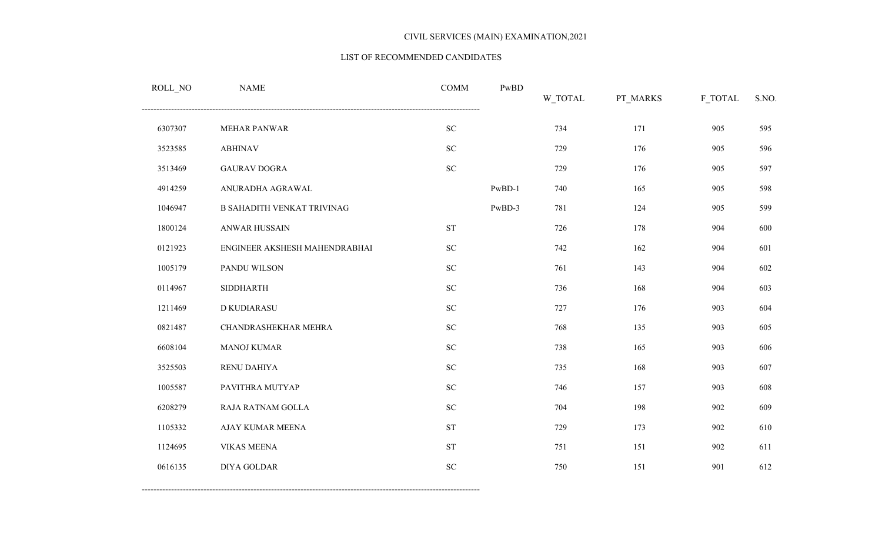CIVIL SERVICES (MAIN) EXAMINATION,2021

LIST OF RECOMMENDED CANDIDATES

| ROLL_NO | NAME | COMM | PwBD | W_TOTAL | PT_MARKS | F_TOTAL | S.NO. |
|---|---|---|---|---|---|---|---|
| 6307307 | MEHAR PANWAR | SC | | 734 | 171 | 905 | 595 |
| 3523585 | ABHINAV | SC | | 729 | 176 | 905 | 596 |
| 3513469 | GAURAV DOGRA | SC | | 729 | 176 | 905 | 597 |
| 4914259 | ANURADHA AGRAWAL | | PwBD-1 | 740 | 165 | 905 | 598 |
| 1046947 | B SAHADITH VENKAT TRIVINAG | | PwBD-3 | 781 | 124 | 905 | 599 |
| 1800124 | ANWAR HUSSAIN | ST | | 726 | 178 | 904 | 600 |
| 0121923 | ENGINEER AKSHESH MAHENDRABHAI | SC | | 742 | 162 | 904 | 601 |
| 1005179 | PANDU WILSON | SC | | 761 | 143 | 904 | 602 |
| 0114967 | SIDDHARTH | SC | | 736 | 168 | 904 | 603 |
| 1211469 | D KUDIARASU | SC | | 727 | 176 | 903 | 604 |
| 0821487 | CHANDRASHEKHAR MEHRA | SC | | 768 | 135 | 903 | 605 |
| 6608104 | MANOJ KUMAR | SC | | 738 | 165 | 903 | 606 |
| 3525503 | RENU DAHIYA | SC | | 735 | 168 | 903 | 607 |
| 1005587 | PAVITHRA MUTYAP | SC | | 746 | 157 | 903 | 608 |
| 6208279 | RAJA RATNAM GOLLA | SC | | 704 | 198 | 902 | 609 |
| 1105332 | AJAY KUMAR MEENA | ST | | 729 | 173 | 902 | 610 |
| 1124695 | VIKAS MEENA | ST | | 751 | 151 | 902 | 611 |
| 0616135 | DIYA GOLDAR | SC | | 750 | 151 | 901 | 612 |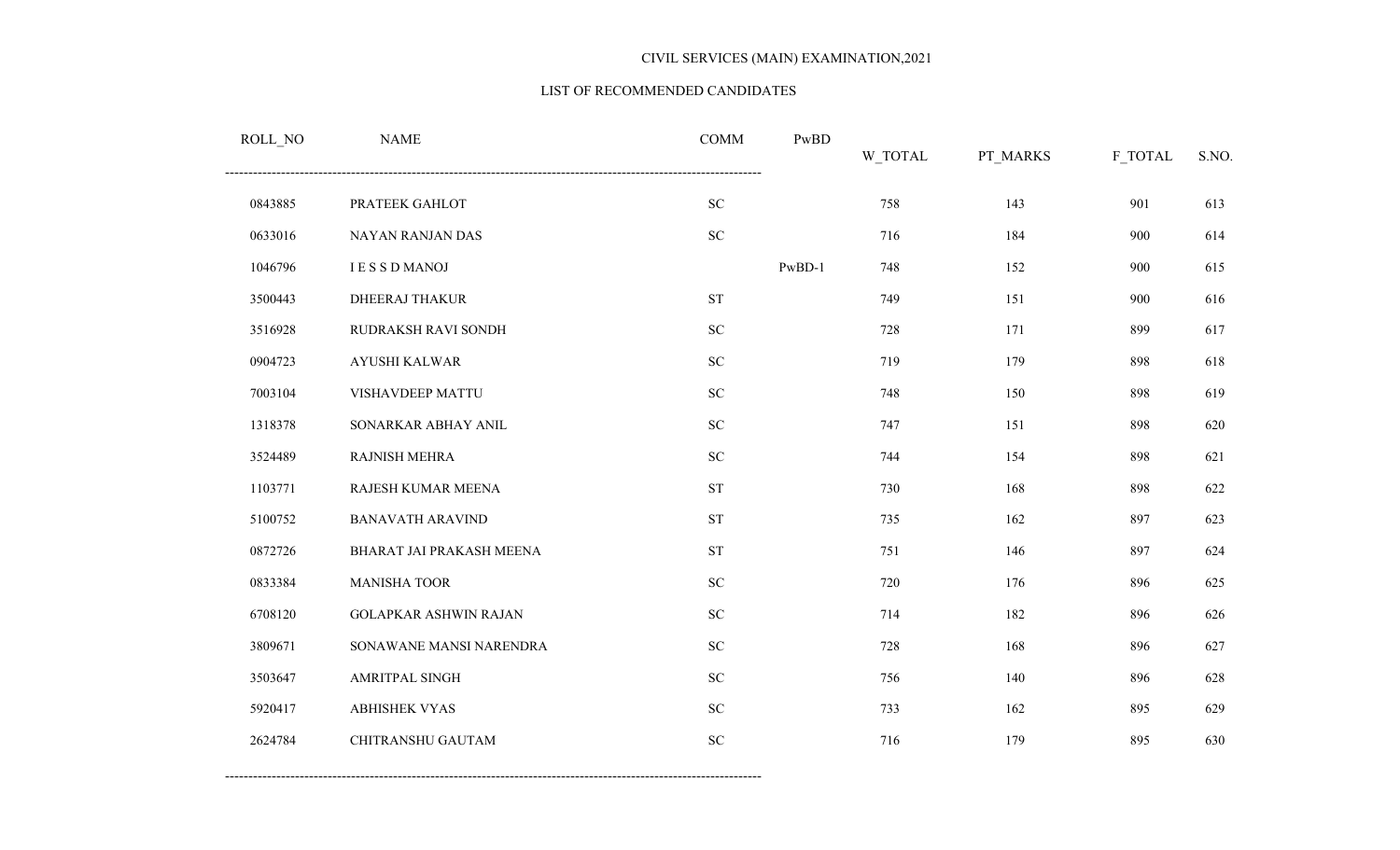CIVIL SERVICES (MAIN) EXAMINATION,2021

LIST OF RECOMMENDED CANDIDATES

| ROLL_NO | NAME | COMM | PwBD | W_TOTAL | PT_MARKS | F_TOTAL | S.NO. |
|---|---|---|---|---|---|---|---|
| 0843885 | PRATEEK GAHLOT | SC | | 758 | 143 | 901 | 613 |
| 0633016 | NAYAN RANJAN DAS | SC | | 716 | 184 | 900 | 614 |
| 1046796 | I E S S D MANOJ | | PwBD-1 | 748 | 152 | 900 | 615 |
| 3500443 | DHEERAJ THAKUR | ST | | 749 | 151 | 900 | 616 |
| 3516928 | RUDRAKSH RAVI SONDH | SC | | 728 | 171 | 899 | 617 |
| 0904723 | AYUSHI KALWAR | SC | | 719 | 179 | 898 | 618 |
| 7003104 | VISHAVDEEP MATTU | SC | | 748 | 150 | 898 | 619 |
| 1318378 | SONARKAR ABHAY ANIL | SC | | 747 | 151 | 898 | 620 |
| 3524489 | RAJNISH MEHRA | SC | | 744 | 154 | 898 | 621 |
| 1103771 | RAJESH KUMAR MEENA | ST | | 730 | 168 | 898 | 622 |
| 5100752 | BANAVATH ARAVIND | ST | | 735 | 162 | 897 | 623 |
| 0872726 | BHARAT JAI PRAKASH MEENA | ST | | 751 | 146 | 897 | 624 |
| 0833384 | MANISHA TOOR | SC | | 720 | 176 | 896 | 625 |
| 6708120 | GOLAPKAR ASHWIN RAJAN | SC | | 714 | 182 | 896 | 626 |
| 3809671 | SONAWANE MANSI NARENDRA | SC | | 728 | 168 | 896 | 627 |
| 3503647 | AMRITPAL SINGH | SC | | 756 | 140 | 896 | 628 |
| 5920417 | ABHISHEK VYAS | SC | | 733 | 162 | 895 | 629 |
| 2624784 | CHITRANSHU GAUTAM | SC | | 716 | 179 | 895 | 630 |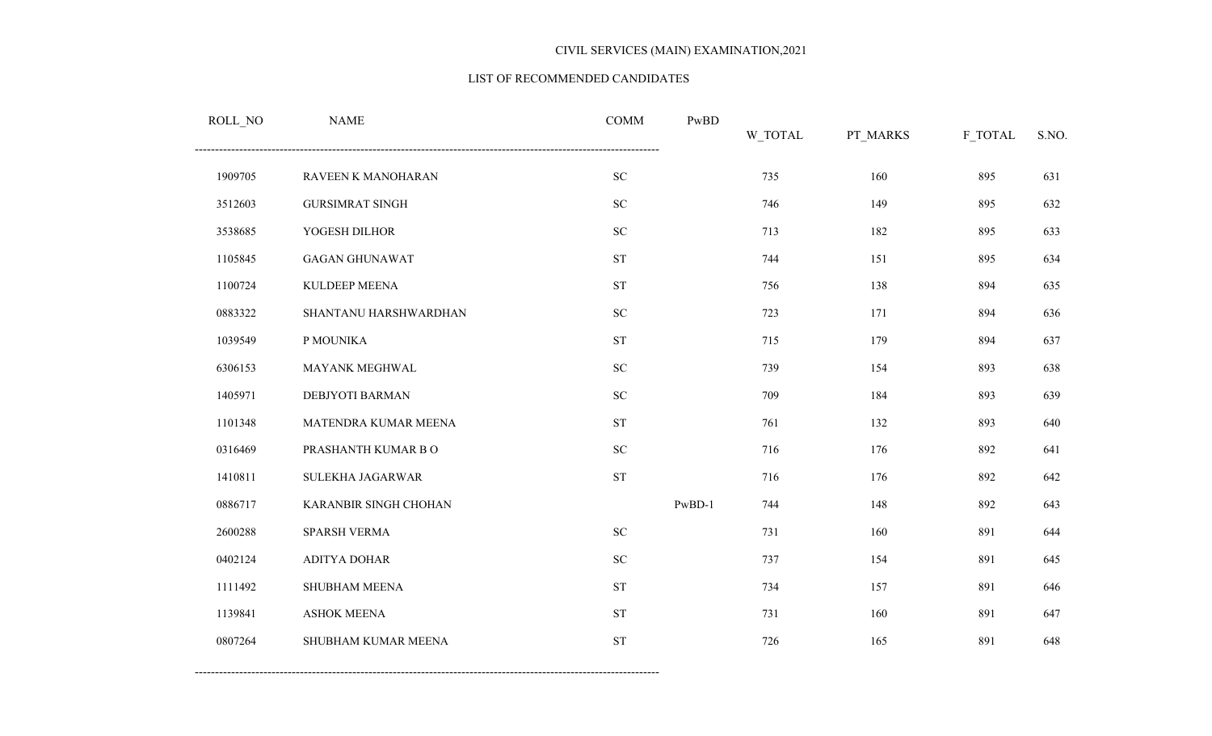CIVIL SERVICES (MAIN) EXAMINATION,2021

LIST OF RECOMMENDED CANDIDATES

| ROLL_NO | NAME | COMM | PwBD | W_TOTAL | PT_MARKS | F_TOTAL | S.NO. |
|---|---|---|---|---|---|---|---|
| 1909705 | RAVEEN K MANOHARAN | SC | | 735 | 160 | 895 | 631 |
| 3512603 | GURSIMRAT SINGH | SC | | 746 | 149 | 895 | 632 |
| 3538685 | YOGESH DILHOR | SC | | 713 | 182 | 895 | 633 |
| 1105845 | GAGAN GHUNAWAT | ST | | 744 | 151 | 895 | 634 |
| 1100724 | KULDEEP MEENA | ST | | 756 | 138 | 894 | 635 |
| 0883322 | SHANTANU HARSHWARDHAN | SC | | 723 | 171 | 894 | 636 |
| 1039549 | P MOUNIKA | ST | | 715 | 179 | 894 | 637 |
| 6306153 | MAYANK MEGHWAL | SC | | 739 | 154 | 893 | 638 |
| 1405971 | DEBJYOTI BARMAN | SC | | 709 | 184 | 893 | 639 |
| 1101348 | MATENDRA KUMAR MEENA | ST | | 761 | 132 | 893 | 640 |
| 0316469 | PRASHANTH KUMAR B O | SC | | 716 | 176 | 892 | 641 |
| 1410811 | SULEKHA JAGARWAR | ST | | 716 | 176 | 892 | 642 |
| 0886717 | KARANBIR SINGH CHOHAN | | PwBD-1 | 744 | 148 | 892 | 643 |
| 2600288 | SPARSH VERMA | SC | | 731 | 160 | 891 | 644 |
| 0402124 | ADITYA DOHAR | SC | | 737 | 154 | 891 | 645 |
| 1111492 | SHUBHAM MEENA | ST | | 734 | 157 | 891 | 646 |
| 1139841 | ASHOK MEENA | ST | | 731 | 160 | 891 | 647 |
| 0807264 | SHUBHAM KUMAR MEENA | ST | | 726 | 165 | 891 | 648 |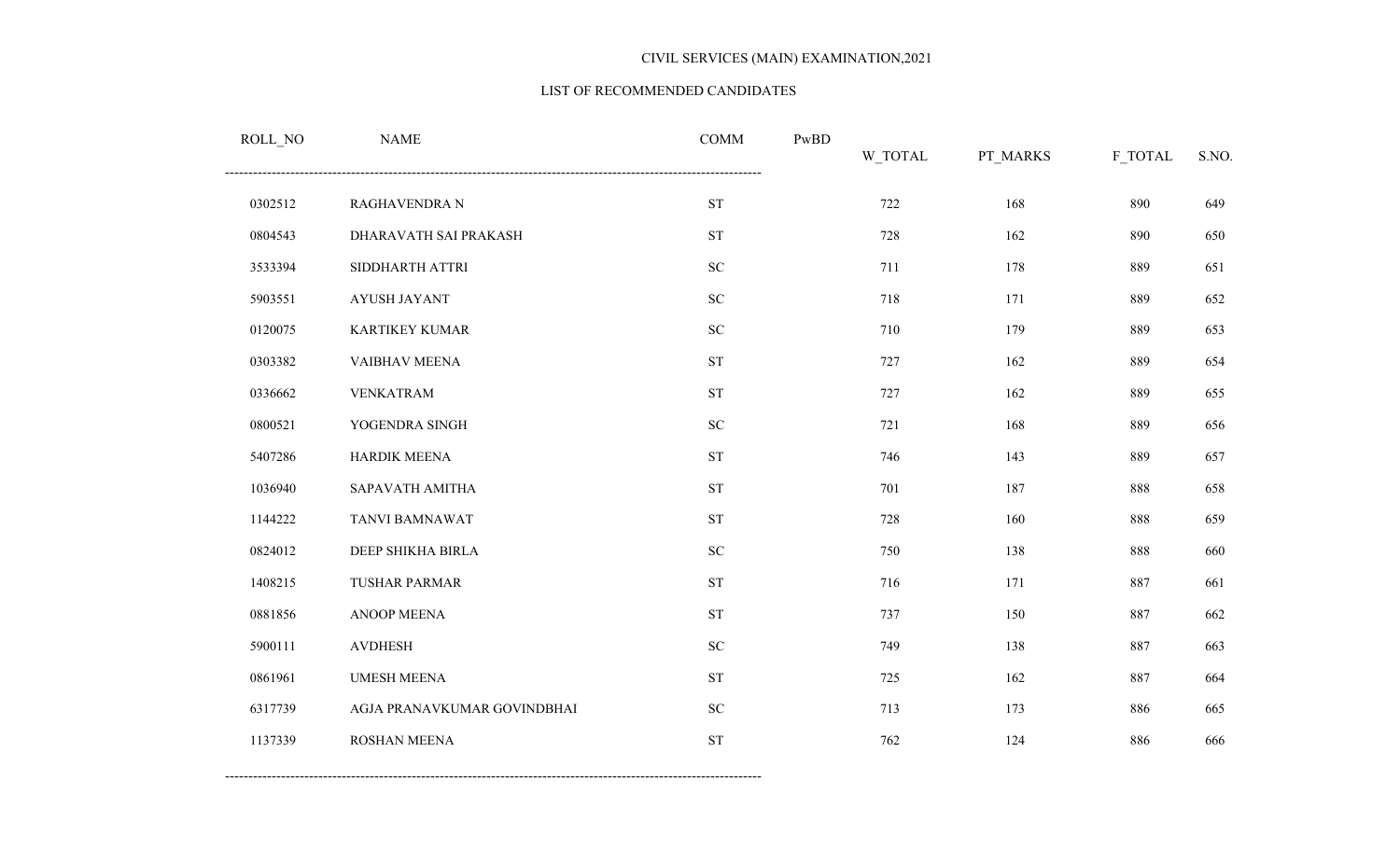CIVIL SERVICES (MAIN) EXAMINATION,2021

LIST OF RECOMMENDED CANDIDATES

| ROLL_NO | NAME | COMM | PwBD | W_TOTAL | PT_MARKS | F_TOTAL | S.NO. |
|---|---|---|---|---|---|---|---|
| 0302512 | RAGHAVENDRA N | ST | | 722 | 168 | 890 | 649 |
| 0804543 | DHARAVATH SAI PRAKASH | ST | | 728 | 162 | 890 | 650 |
| 3533394 | SIDDHARTH ATTRI | SC | | 711 | 178 | 889 | 651 |
| 5903551 | AYUSH JAYANT | SC | | 718 | 171 | 889 | 652 |
| 0120075 | KARTIKEY KUMAR | SC | | 710 | 179 | 889 | 653 |
| 0303382 | VAIBHAV MEENA | ST | | 727 | 162 | 889 | 654 |
| 0336662 | VENKATRAM | ST | | 727 | 162 | 889 | 655 |
| 0800521 | YOGENDRA SINGH | SC | | 721 | 168 | 889 | 656 |
| 5407286 | HARDIK MEENA | ST | | 746 | 143 | 889 | 657 |
| 1036940 | SAPAVATH AMITHA | ST | | 701 | 187 | 888 | 658 |
| 1144222 | TANVI BAMNAWAT | ST | | 728 | 160 | 888 | 659 |
| 0824012 | DEEP SHIKHA BIRLA | SC | | 750 | 138 | 888 | 660 |
| 1408215 | TUSHAR PARMAR | ST | | 716 | 171 | 887 | 661 |
| 0881856 | ANOOP MEENA | ST | | 737 | 150 | 887 | 662 |
| 5900111 | AVDHESH | SC | | 749 | 138 | 887 | 663 |
| 0861961 | UMESH MEENA | ST | | 725 | 162 | 887 | 664 |
| 6317739 | AGJA PRANAVKUMAR GOVINDBHAI | SC | | 713 | 173 | 886 | 665 |
| 1137339 | ROSHAN MEENA | ST | | 762 | 124 | 886 | 666 |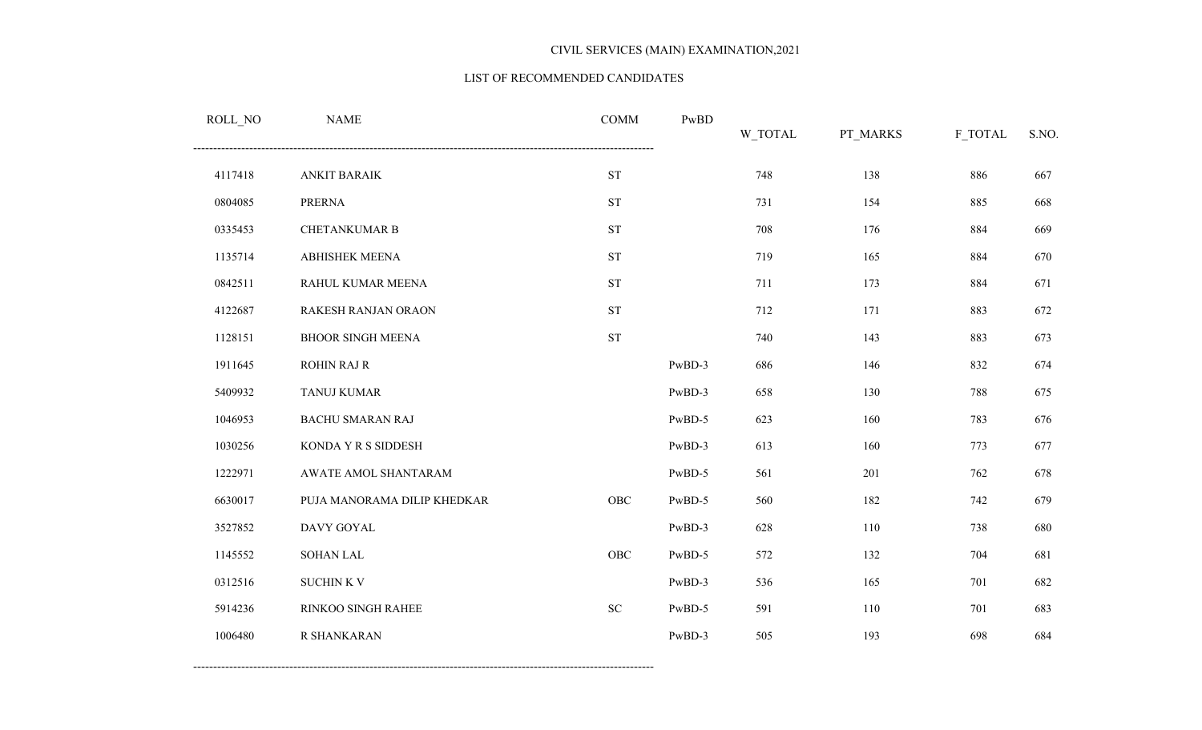CIVIL SERVICES (MAIN) EXAMINATION,2021

LIST OF RECOMMENDED CANDIDATES

| ROLL_NO | NAME | COMM | PwBD | W_TOTAL | PT_MARKS | F_TOTAL | S.NO. |
|---|---|---|---|---|---|---|---|
| 4117418 | ANKIT BARAIK | ST | | 748 | 138 | 886 | 667 |
| 0804085 | PRERNA | ST | | 731 | 154 | 885 | 668 |
| 0335453 | CHETANKUMAR B | ST | | 708 | 176 | 884 | 669 |
| 1135714 | ABHISHEK MEENA | ST | | 719 | 165 | 884 | 670 |
| 0842511 | RAHUL KUMAR MEENA | ST | | 711 | 173 | 884 | 671 |
| 4122687 | RAKESH RANJAN ORAON | ST | | 712 | 171 | 883 | 672 |
| 1128151 | BHOOR SINGH MEENA | ST | | 740 | 143 | 883 | 673 |
| 1911645 | ROHIN RAJ R | | PwBD-3 | 686 | 146 | 832 | 674 |
| 5409932 | TANUJ KUMAR | | PwBD-3 | 658 | 130 | 788 | 675 |
| 1046953 | BACHU SMARAN RAJ | | PwBD-5 | 623 | 160 | 783 | 676 |
| 1030256 | KONDA Y R S SIDDESH | | PwBD-3 | 613 | 160 | 773 | 677 |
| 1222971 | AWATE AMOL SHANTARAM | | PwBD-5 | 561 | 201 | 762 | 678 |
| 6630017 | PUJA MANORAMA DILIP KHEDKAR | OBC | PwBD-5 | 560 | 182 | 742 | 679 |
| 3527852 | DAVY GOYAL | | PwBD-3 | 628 | 110 | 738 | 680 |
| 1145552 | SOHAN LAL | OBC | PwBD-5 | 572 | 132 | 704 | 681 |
| 0312516 | SUCHIN K V | | PwBD-3 | 536 | 165 | 701 | 682 |
| 5914236 | RINKOO SINGH RAHEE | SC | PwBD-5 | 591 | 110 | 701 | 683 |
| 1006480 | R SHANKARAN | | PwBD-3 | 505 | 193 | 698 | 684 |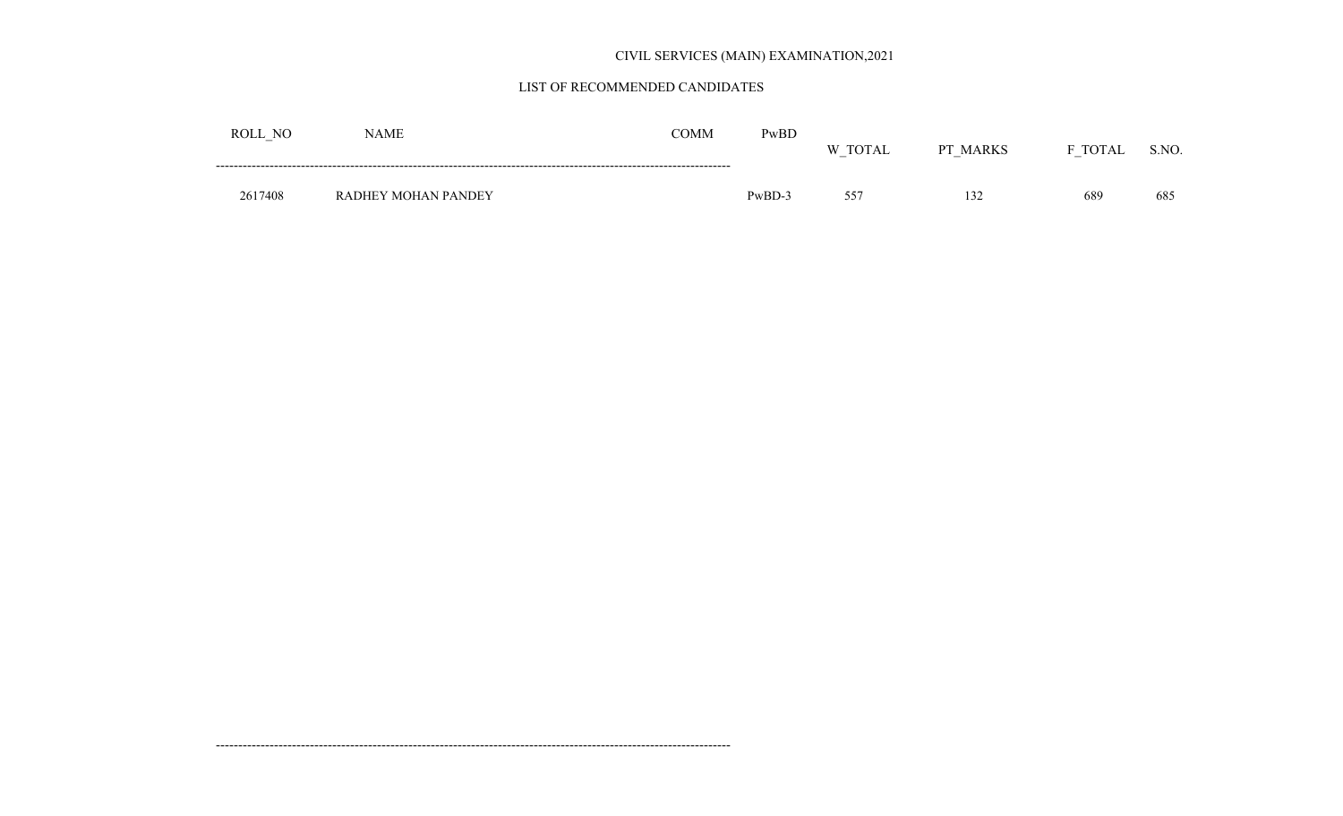CIVIL SERVICES (MAIN) EXAMINATION,2021

LIST OF RECOMMENDED CANDIDATES

| ROLL_NO | NAME | COMM | PwBD | W_TOTAL | PT_MARKS | F_TOTAL | S.NO. |
|---|---|---|---|---|---|---|---|
| 2617408 | RADHEY MOHAN PANDEY | | PwBD-3 | 557 | 132 | 689 | 685 |